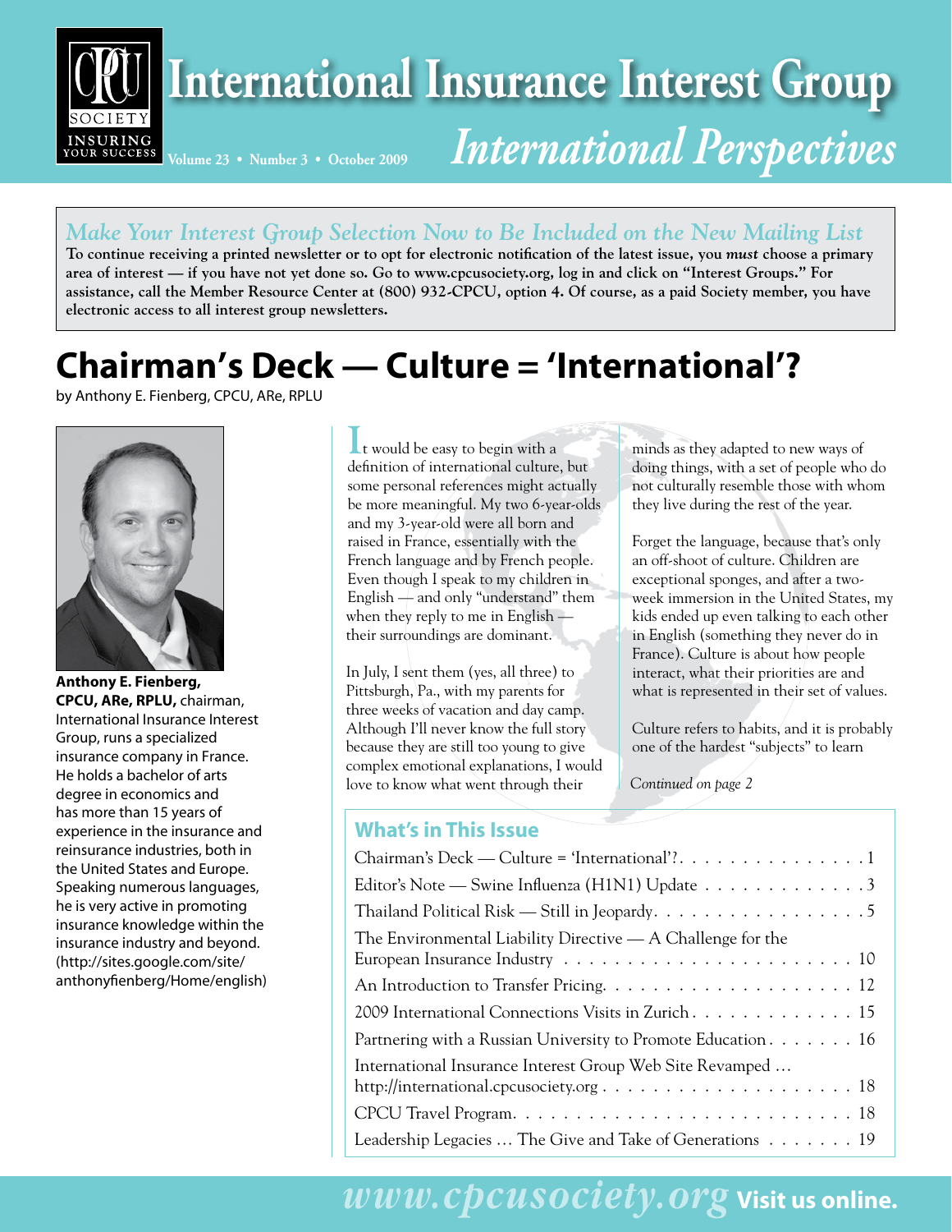# International Insurance Interest Group

## *International Perspectives*

Volume 23 • Number 3 • October 2009

### *Make Your Interest Group Selection Now to Be Included on the New Mailing List*

**To continue receiving a printed newsletter or to opt for electronic notification of the latest issue, you *must* choose a primary area of interest — if you have not yet done so. Go to www.cpcusociety.org, log in and click on "Interest Groups." For assistance, call the Member Resource Center at (800) 932-CPCU, option 4. Of course, as a paid Society member, you have electronic access to all interest group newsletters.**

# Chairman's Deck — Culture = 'International'?

by Anthony E. Fienberg, CPCU, ARe, RPLU

**Anthony E. Fienberg, CPCU, ARe, RPLU,** chairman, International Insurance Interest Group, runs a specialized insurance company in France. He holds a bachelor of arts degree in economics and has more than 15 years of experience in the insurance and reinsurance industries, both in the United States and Europe. Speaking numerous languages, he is very active in promoting insurance knowledge within the insurance industry and beyond. (http://sites.google.com/site/anthonyfienberg/Home/english)

It would be easy to begin with a definition of international culture, but some personal references might actually be more meaningful. My two 6-year-olds and my 3-year-old were all born and raised in France, essentially with the French language and by French people. Even though I speak to my children in English — and only "understand" them when they reply to me in English — their surroundings are dominant.

In July, I sent them (yes, all three) to Pittsburgh, Pa., with my parents for three weeks of vacation and day camp. Although I'll never know the full story because they are still too young to give complex emotional explanations, I would love to know what went through their minds as they adapted to new ways of doing things, with a set of people who do not culturally resemble those with whom they live during the rest of the year.

Forget the language, because that's only an off-shoot of culture. Children are exceptional sponges, and after a two-week immersion in the United States, my kids ended up even talking to each other in English (something they never do in France). Culture is about how people interact, what their priorities are and what is represented in their set of values.

Culture refers to habits, and it is probably one of the hardest "subjects" to learn

*Continued on page 2*

## What's in This Issue

| | |
|---|---|
| Chairman's Deck — Culture = 'International'? | 1 |
| Editor's Note — Swine Influenza (H1N1) Update | 3 |
| Thailand Political Risk — Still in Jeopardy | 5 |
| The Environmental Liability Directive — A Challenge for the European Insurance Industry | 10 |
| An Introduction to Transfer Pricing | 12 |
| 2009 International Connections Visits in Zurich | 15 |
| Partnering with a Russian University to Promote Education | 16 |
| International Insurance Interest Group Web Site Revamped … http://international.cpcusociety.org | 18 |
| CPCU Travel Program | 18 |
| Leadership Legacies … The Give and Take of Generations | 19 |

*www.cpcusociety.org* **Visit us online.**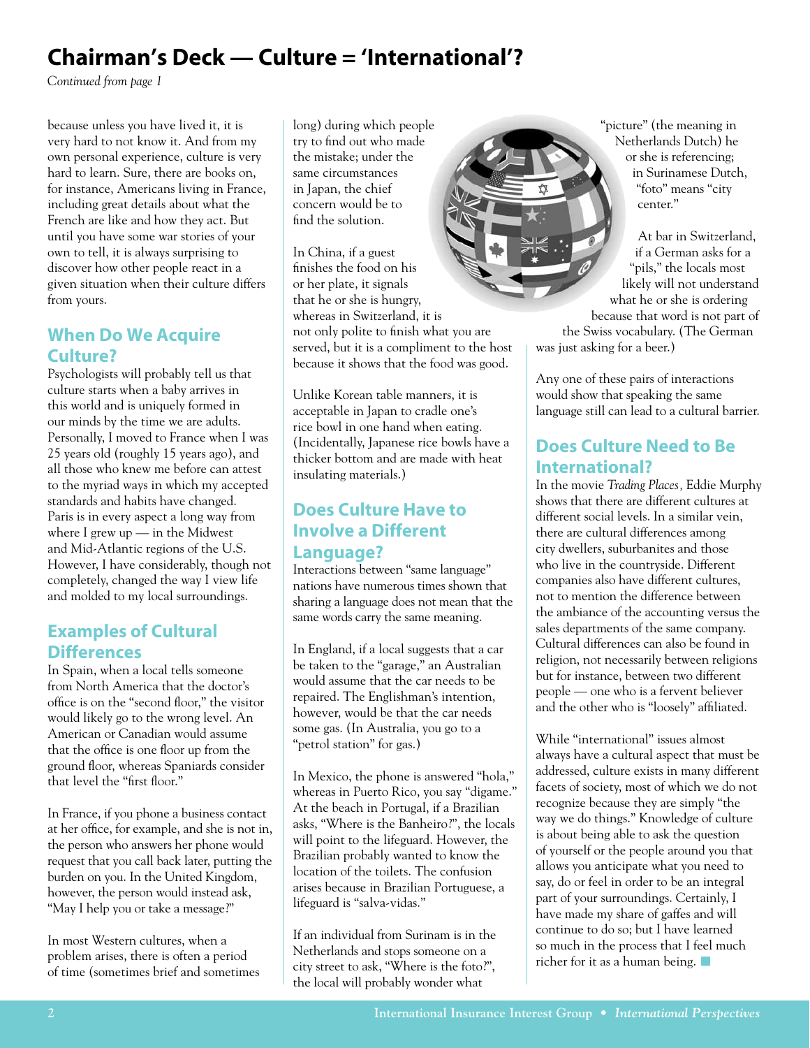# Chairman's Deck — Culture = 'International'?

*Continued from page 1*

because unless you have lived it, it is very hard to not know it. And from my own personal experience, culture is very hard to learn. Sure, there are books on, for instance, Americans living in France, including great details about what the French are like and how they act. But until you have some war stories of your own to tell, it is always surprising to discover how other people react in a given situation when their culture differs from yours.

## When Do We Acquire Culture?

Psychologists will probably tell us that culture starts when a baby arrives in this world and is uniquely formed in our minds by the time we are adults. Personally, I moved to France when I was 25 years old (roughly 15 years ago), and all those who knew me before can attest to the myriad ways in which my accepted standards and habits have changed. Paris is in every aspect a long way from where I grew up — in the Midwest and Mid-Atlantic regions of the U.S. However, I have considerably, though not completely, changed the way I view life and molded to my local surroundings.

## Examples of Cultural Differences

In Spain, when a local tells someone from North America that the doctor's office is on the "second floor," the visitor would likely go to the wrong level. An American or Canadian would assume that the office is one floor up from the ground floor, whereas Spaniards consider that level the "first floor."

In France, if you phone a business contact at her office, for example, and she is not in, the person who answers her phone would request that you call back later, putting the burden on you. In the United Kingdom, however, the person would instead ask, "May I help you or take a message?"

In most Western cultures, when a problem arises, there is often a period of time (sometimes brief and sometimes long) during which people try to find out who made the mistake; under the same circumstances in Japan, the chief concern would be to find the solution.

In China, if a guest finishes the food on his or her plate, it signals that he or she is hungry, whereas in Switzerland, it is not only polite to finish what you are served, but it is a compliment to the host because it shows that the food was good.

Unlike Korean table manners, it is acceptable in Japan to cradle one's rice bowl in one hand when eating. (Incidentally, Japanese rice bowls have a thicker bottom and are made with heat insulating materials.)

## Does Culture Have to Involve a Different Language?

Interactions between "same language" nations have numerous times shown that sharing a language does not mean that the same words carry the same meaning.

In England, if a local suggests that a car be taken to the "garage," an Australian would assume that the car needs to be repaired. The Englishman's intention, however, would be that the car needs some gas. (In Australia, you go to a "petrol station" for gas.)

In Mexico, the phone is answered "hola," whereas in Puerto Rico, you say "digame." At the beach in Portugal, if a Brazilian asks, "Where is the Banheiro?", the locals will point to the lifeguard. However, the Brazilian probably wanted to know the location of the toilets. The confusion arises because in Brazilian Portuguese, a lifeguard is "salva-vidas."

If an individual from Surinam is in the Netherlands and stops someone on a city street to ask, "Where is the foto?", the local will probably wonder what "picture" (the meaning in Netherlands Dutch) he or she is referencing; in Surinamese Dutch, "foto" means "city center."

At bar in Switzerland, if a German asks for a "pils," the locals most likely will not understand what he or she is ordering because that word is not part of the Swiss vocabulary. (The German was just asking for a beer.)

Any one of these pairs of interactions would show that speaking the same language still can lead to a cultural barrier.

## Does Culture Need to Be International?

In the movie *Trading Places*, Eddie Murphy shows that there are different cultures at different social levels. In a similar vein, there are cultural differences among city dwellers, suburbanites and those who live in the countryside. Different companies also have different cultures, not to mention the difference between the ambiance of the accounting versus the sales departments of the same company. Cultural differences can also be found in religion, not necessarily between religions but for instance, between two different people — one who is a fervent believer and the other who is "loosely" affiliated.

While "international" issues almost always have a cultural aspect that must be addressed, culture exists in many different facets of society, most of which we do not recognize because they are simply "the way we do things." Knowledge of culture is about being able to ask the question of yourself or the people around you that allows you anticipate what you need to say, do or feel in order to be an integral part of your surroundings. Certainly, I have made my share of gaffes and will continue to do so; but I have learned so much in the process that I feel much richer for it as a human being.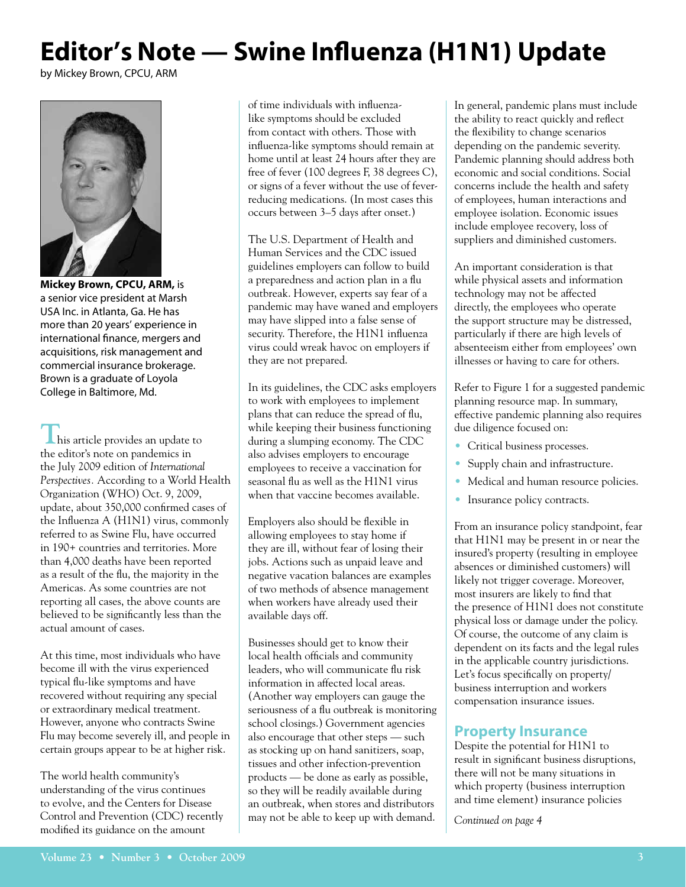# Editor's Note — Swine Influenza (H1N1) Update

by Mickey Brown, CPCU, ARM

**Mickey Brown, CPCU, ARM,** is a senior vice president at Marsh USA Inc. in Atlanta, Ga. He has more than 20 years' experience in international finance, mergers and acquisitions, risk management and commercial insurance brokerage. Brown is a graduate of Loyola College in Baltimore, Md.

This article provides an update to the editor's note on pandemics in the July 2009 edition of *International Perspectives*. According to a World Health Organization (WHO) Oct. 9, 2009, update, about 350,000 confirmed cases of the Influenza A (H1N1) virus, commonly referred to as Swine Flu, have occurred in 190+ countries and territories. More than 4,000 deaths have been reported as a result of the flu, the majority in the Americas. As some countries are not reporting all cases, the above counts are believed to be significantly less than the actual amount of cases.

At this time, most individuals who have become ill with the virus experienced typical flu-like symptoms and have recovered without requiring any special or extraordinary medical treatment. However, anyone who contracts Swine Flu may become severely ill, and people in certain groups appear to be at higher risk.

The world health community's understanding of the virus continues to evolve, and the Centers for Disease Control and Prevention (CDC) recently modified its guidance on the amount of time individuals with influenza-like symptoms should be excluded from contact with others. Those with influenza-like symptoms should remain at home until at least 24 hours after they are free of fever (100 degrees F, 38 degrees C), or signs of a fever without the use of fever-reducing medications. (In most cases this occurs between 3–5 days after onset.)

The U.S. Department of Health and Human Services and the CDC issued guidelines employers can follow to build a preparedness and action plan in a flu outbreak. However, experts say fear of a pandemic may have waned and employers may have slipped into a false sense of security. Therefore, the H1N1 influenza virus could wreak havoc on employers if they are not prepared.

In its guidelines, the CDC asks employers to work with employees to implement plans that can reduce the spread of flu, while keeping their business functioning during a slumping economy. The CDC also advises employers to encourage employees to receive a vaccination for seasonal flu as well as the H1N1 virus when that vaccine becomes available.

Employers also should be flexible in allowing employees to stay home if they are ill, without fear of losing their jobs. Actions such as unpaid leave and negative vacation balances are examples of two methods of absence management when workers have already used their available days off.

Businesses should get to know their local health officials and community leaders, who will communicate flu risk information in affected local areas. (Another way employers can gauge the seriousness of a flu outbreak is monitoring school closings.) Government agencies also encourage that other steps — such as stocking up on hand sanitizers, soap, tissues and other infection-prevention products — be done as early as possible, so they will be readily available during an outbreak, when stores and distributors may not be able to keep up with demand.

In general, pandemic plans must include the ability to react quickly and reflect the flexibility to change scenarios depending on the pandemic severity. Pandemic planning should address both economic and social conditions. Social concerns include the health and safety of employees, human interactions and employee isolation. Economic issues include employee recovery, loss of suppliers and diminished customers.

An important consideration is that while physical assets and information technology may not be affected directly, the employees who operate the support structure may be distressed, particularly if there are high levels of absenteeism either from employees' own illnesses or having to care for others.

Refer to Figure 1 for a suggested pandemic planning resource map. In summary, effective pandemic planning also requires due diligence focused on:

- Critical business processes.
- Supply chain and infrastructure.
- Medical and human resource policies.
- Insurance policy contracts.

From an insurance policy standpoint, fear that H1N1 may be present in or near the insured's property (resulting in employee absences or diminished customers) will likely not trigger coverage. Moreover, most insurers are likely to find that the presence of H1N1 does not constitute physical loss or damage under the policy. Of course, the outcome of any claim is dependent on its facts and the legal rules in the applicable country jurisdictions. Let's focus specifically on property/business interruption and workers compensation insurance issues.

## Property Insurance

Despite the potential for H1N1 to result in significant business disruptions, there will not be many situations in which property (business interruption and time element) insurance policies

*Continued on page 4*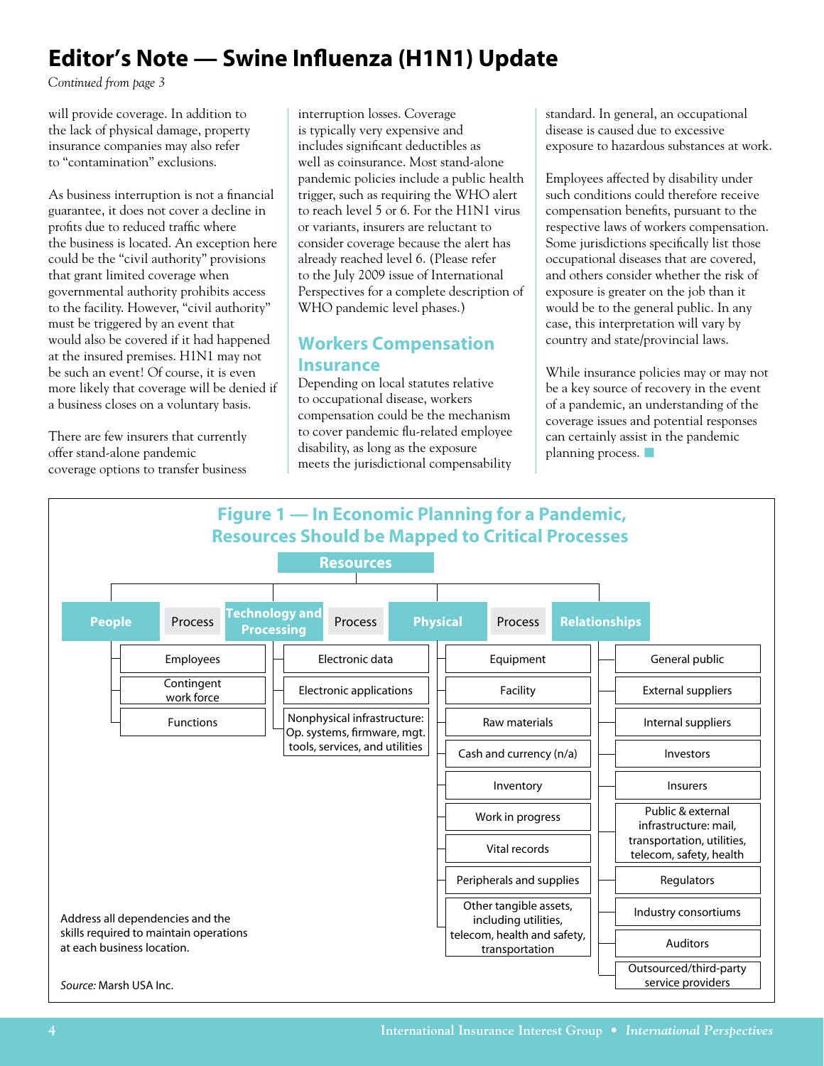# Editor's Note — Swine Influenza (H1N1) Update

*Continued from page 3*

will provide coverage. In addition to the lack of physical damage, property insurance companies may also refer to "contamination" exclusions.

As business interruption is not a financial guarantee, it does not cover a decline in profits due to reduced traffic where the business is located. An exception here could be the "civil authority" provisions that grant limited coverage when governmental authority prohibits access to the facility. However, "civil authority" must be triggered by an event that would also be covered if it had happened at the insured premises. H1N1 may not be such an event! Of course, it is even more likely that coverage will be denied if a business closes on a voluntary basis.

There are few insurers that currently offer stand-alone pandemic coverage options to transfer business interruption losses. Coverage is typically very expensive and includes significant deductibles as well as coinsurance. Most stand-alone pandemic policies include a public health trigger, such as requiring the WHO alert to reach level 5 or 6. For the H1N1 virus or variants, insurers are reluctant to consider coverage because the alert has already reached level 6. (Please refer to the July 2009 issue of International Perspectives for a complete description of WHO pandemic level phases.)

## Workers Compensation Insurance

Depending on local statutes relative to occupational disease, workers compensation could be the mechanism to cover pandemic flu-related employee disability, as long as the exposure meets the jurisdictional compensability standard. In general, an occupational disease is caused due to excessive exposure to hazardous substances at work.

Employees affected by disability under such conditions could therefore receive compensation benefits, pursuant to the respective laws of workers compensation. Some jurisdictions specifically list those occupational diseases that are covered, and others consider whether the risk of exposure is greater on the job than it would be to the general public. In any case, this interpretation will vary by country and state/provincial laws.

While insurance policies may or may not be a key source of recovery in the event of a pandemic, an understanding of the coverage issues and potential responses can certainly assist in the pandemic planning process.

## Figure 1 — In Economic Planning for a Pandemic, Resources Should be Mapped to Critical Processes

**Resources**

| People | Technology and Processing | Physical | Relationships |
|---|---|---|---|
| Employees | Electronic data | Equipment | General public |
| Contingent work force | Electronic applications | Facility | External suppliers |
| Functions | Nonphysical infrastructure: Op. systems, firmware, mgt. tools, services, and utilities | Raw materials | Internal suppliers |
| | | Cash and currency (n/a) | Investors |
| | | Inventory | Insurers |
| | | Work in progress | Public & external infrastructure: mail, transportation, utilities, telecom, safety, health |
| | | Vital records | Regulators |
| | | Peripherals and supplies | Industry consortiums |
| | | Other tangible assets, including utilities, telecom, health and safety, transportation | Auditors |
| | | | Outsourced/third-party service providers |

(Each resource category is linked to the next by a "Process".)

Address all dependencies and the skills required to maintain operations at each business location.

*Source:* Marsh USA Inc.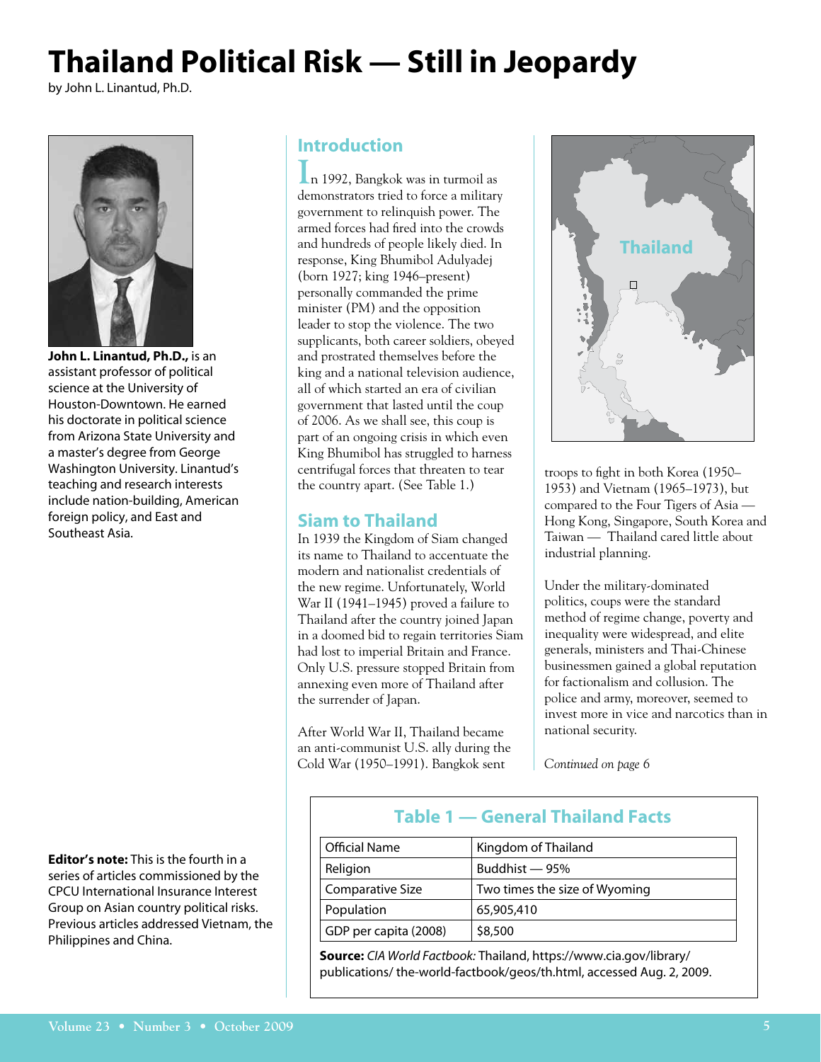# Thailand Political Risk — Still in Jeopardy

by John L. Linantud, Ph.D.

**John L. Linantud, Ph.D.,** is an assistant professor of political science at the University of Houston-Downtown. He earned his doctorate in political science from Arizona State University and a master's degree from George Washington University. Linantud's teaching and research interests include nation-building, American and foreign policy, and East and Southeast Asia.

**Editor's note:** This is the fourth in a series of articles commissioned by the CPCU International Insurance Interest Group on Asian country political risks. Previous articles addressed Vietnam, the Philippines and China.

## Introduction

In 1992, Bangkok was in turmoil as demonstrators tried to force a military government to relinquish power. The armed forces had fired into the crowds and hundreds of people likely died. In response, King Bhumibol Adulyadej (born 1927; king 1946–present) personally commanded the prime minister (PM) and the opposition leader to stop the violence. The two supplicants, both career soldiers, obeyed and prostrated themselves before the king and a national television audience, all of which started an era of civilian government that lasted until the coup of 2006. As we shall see, this coup is part of an ongoing crisis in which even King Bhumibol has struggled to harness centrifugal forces that threaten to tear the country apart. (See Table 1.)

## Siam to Thailand

In 1939 the Kingdom of Siam changed its name to Thailand to accentuate the modern and nationalist credentials of the new regime. Unfortunately, World War II (1941–1945) proved a failure to Thailand after the country joined Japan in a doomed bid to regain territories Siam had lost to imperial Britain and France. Only U.S. pressure stopped Britain from annexing even more of Thailand after the surrender of Japan.

After World War II, Thailand became an anti-communist U.S. ally during the Cold War (1950–1991). Bangkok sent troops to fight in both Korea (1950–1953) and Vietnam (1965–1973), but compared to the Four Tigers of Asia — Hong Kong, Singapore, South Korea and Taiwan — Thailand cared little about industrial planning.

Under the military-dominated politics, coups were the standard method of regime change, poverty and inequality were widespread, and elite generals, ministers and Thai-Chinese businessmen gained a global reputation for factionalism and collusion. The police and army, moreover, seemed to invest more in vice and narcotics than in national security.

*Continued on page 6*

### Table 1 — General Thailand Facts

| | |
|---|---|
| Official Name | Kingdom of Thailand |
| Religion | Buddhist — 95% |
| Comparative Size | Two times the size of Wyoming |
| Population | 65,905,410 |
| GDP per capita (2008) | $8,500 |

**Source:** *CIA World Factbook:* Thailand, https://www.cia.gov/library/publications/ the-world-factbook/geos/th.html, accessed Aug. 2, 2009.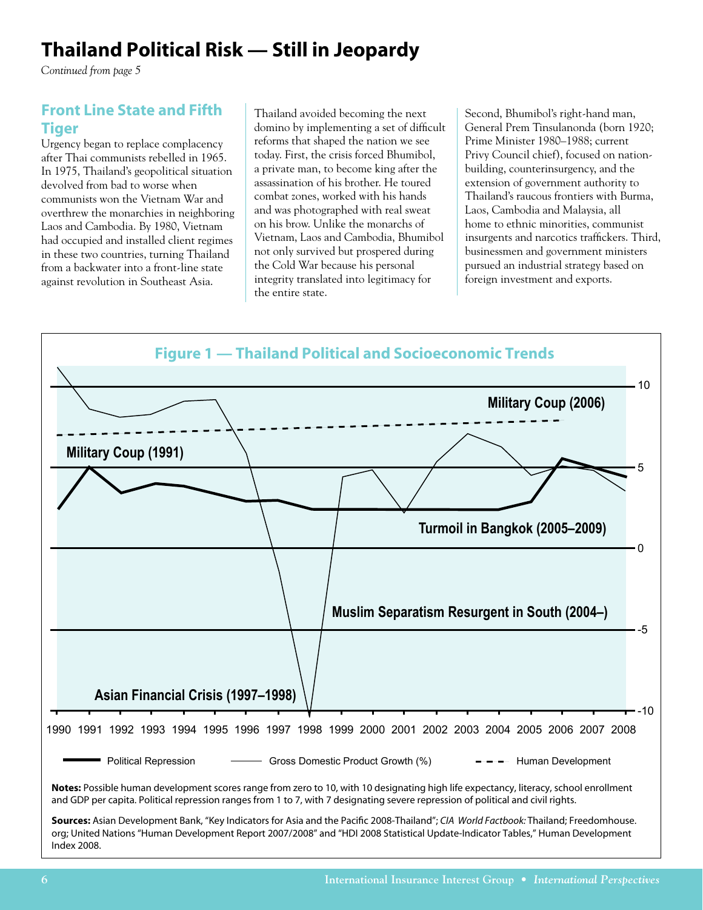# Thailand Political Risk — Still in Jeopardy

*Continued from page 5*

## Front Line State and Fifth Tiger

Urgency began to replace complacency after Thai communists rebelled in 1965. In 1975, Thailand's geopolitical situation devolved from bad to worse when communists won the Vietnam War and overthrew the monarchies in neighboring Laos and Cambodia. By 1980, Vietnam had occupied and installed client regimes in these two countries, turning Thailand from a backwater into a front-line state against revolution in Southeast Asia.

Thailand avoided becoming the next domino by implementing a set of difficult reforms that shaped the nation we see today. First, the crisis forced Bhumibol, a private man, to become king after the assassination of his brother. He toured combat zones, worked with his hands and was photographed with real sweat on his brow. Unlike the monarchs of Vietnam, Laos and Cambodia, Bhumibol not only survived but prospered during the Cold War because his personal integrity translated into legitimacy for the entire state.

Second, Bhumibol's right-hand man, General Prem Tinsulanonda (born 1920; Prime Minister 1980–1988; current Privy Council chief), focused on nation-building, counterinsurgency, and the extension of government authority to Thailand's raucous frontiers with Burma, Laos, Cambodia and Malaysia, all home to ethnic minorities, communist insurgents and narcotics traffickers. Third, businessmen and government ministers pursued an industrial strategy based on foreign investment and exports.

**Figure 1 — Thailand Political and Socioeconomic Trends**

**Notes:** Possible human development scores range from zero to 10, with 10 designating high life expectancy, literacy, school enrollment and GDP per capita. Political repression ranges from 1 to 7, with 7 designating severe repression of political and civil rights.

**Sources:** Asian Development Bank, "Key Indicators for Asia and the Pacific 2008-Thailand"; *CIA World Factbook:* Thailand; Freedomhouse.org; United Nations "Human Development Report 2007/2008" and "HDI 2008 Statistical Update-Indicator Tables," Human Development Index 2008.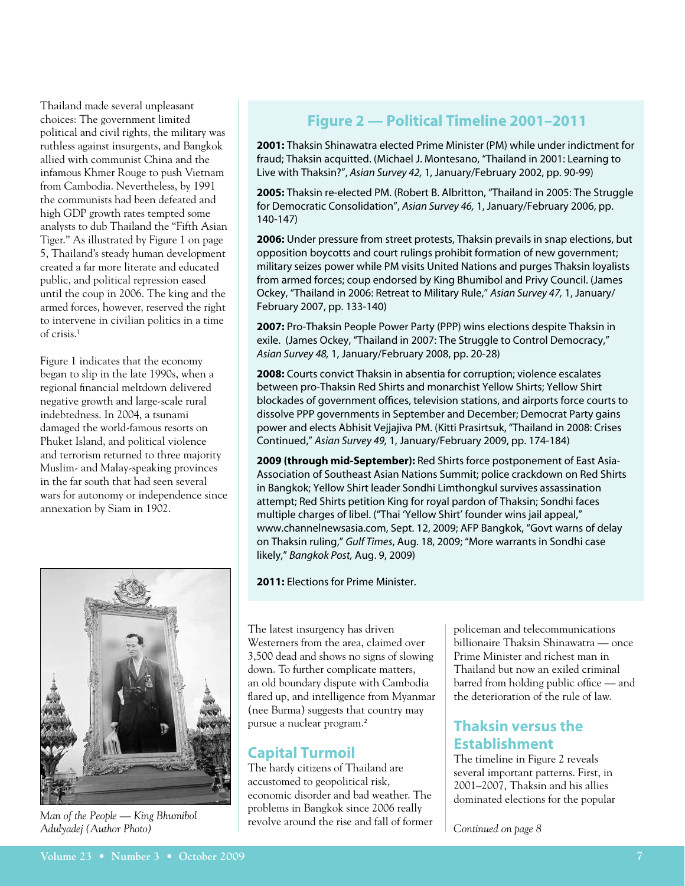Thailand made several unpleasant choices: The government limited political and civil rights, the military was ruthless against insurgents, and Bangkok allied with communist China and the infamous Khmer Rouge to push Vietnam from Cambodia. Nevertheless, by 1991 the communists had been defeated and high GDP growth rates tempted some analysts to dub Thailand the "Fifth Asian Tiger." As illustrated by Figure 1 on page 5, Thailand's steady human development created a far more literate and educated public, and political repression eased until the coup in 2006. The king and the armed forces, however, reserved the right to intervene in civilian politics in a time of crisis.[1]

Figure 1 indicates that the economy began to slip in the late 1990s, when a regional financial meltdown delivered negative growth and large-scale rural indebtedness. In 2004, a tsunami damaged the world-famous resorts on Phuket Island, and political violence and terrorism returned to three majority Muslim- and Malay-speaking provinces in the far south that had seen several wars for autonomy or independence since annexation by Siam in 1902.

*Man of the People — King Bhumibol Adulyadej (Author Photo)*

## Figure 2 — Political Timeline 2001–2011

**2001:** Thaksin Shinawatra elected Prime Minister (PM) while under indictment for fraud; Thaksin acquitted. (Michael J. Montesano, "Thailand in 2001: Learning to Live with Thaksin?", *Asian Survey 42,* 1, January/February 2002, pp. 90-99)

**2005:** Thaksin re-elected PM. (Robert B. Albritton, "Thailand in 2005: The Struggle for Democratic Consolidation", *Asian Survey 46,* 1, January/February 2006, pp. 140-147)

**2006:** Under pressure from street protests, Thaksin prevails in snap elections, but opposition boycotts and court rulings prohibit formation of new government; military seizes power while PM visits United Nations and purges Thaksin loyalists from armed forces; coup endorsed by King Bhumibol and Privy Council. (James Ockey, "Thailand in 2006: Retreat to Military Rule," *Asian Survey 47,* 1, January/February 2007, pp. 133-140)

**2007:** Pro-Thaksin People Power Party (PPP) wins elections despite Thaksin in exile. (James Ockey, "Thailand in 2007: The Struggle to Control Democracy," *Asian Survey 48,* 1, January/February 2008, pp. 20-28)

**2008:** Courts convict Thaksin in absentia for corruption; violence escalates between pro-Thaksin Red Shirts and monarchist Yellow Shirts; Yellow Shirt blockades of government offices, television stations, and airports force courts to dissolve PPP governments in September and December; Democrat Party gains power and elects Abhisit Vejjajiva PM. (Kitti Prasirtsuk, "Thailand in 2008: Crises Continued," *Asian Survey 49,* 1, January/February 2009, pp. 174-184)

**2009 (through mid-September):** Red Shirts force postponement of East Asia-Association of Southeast Asian Nations Summit; police crackdown on Red Shirts in Bangkok; Yellow Shirt leader Sondhi Limthongkul survives assassination attempt; Red Shirts petition King for royal pardon of Thaksin; Sondhi faces multiple charges of libel. ("Thai 'Yellow Shirt' founder wins jail appeal," www.channelnewsasia.com, Sept. 12, 2009; AFP Bangkok, "Govt warns of delay on Thaksin ruling," *Gulf Times*, Aug. 18, 2009; "More warrants in Sondhi case likely," *Bangkok Post,* Aug. 9, 2009)

**2011:** Elections for Prime Minister.

The latest insurgency has driven Westerners from the area, claimed over 3,500 dead and shows no signs of slowing down. To further complicate matters, an old boundary dispute with Cambodia flared up, and intelligence from Myanmar (nee Burma) suggests that country may pursue a nuclear program.[2]

## Capital Turmoil

The hardy citizens of Thailand are accustomed to geopolitical risk, economic disorder and bad weather. The problems in Bangkok since 2006 really revolve around the rise and fall of former policeman and telecommunications billionaire Thaksin Shinawatra — once Prime Minister and richest man in Thailand but now an exiled criminal barred from holding public office — and the deterioration of the rule of law.

## Thaksin versus the Establishment

The timeline in Figure 2 reveals several important patterns. First, in 2001–2007, Thaksin and his allies dominated elections for the popular

*Continued on page 8*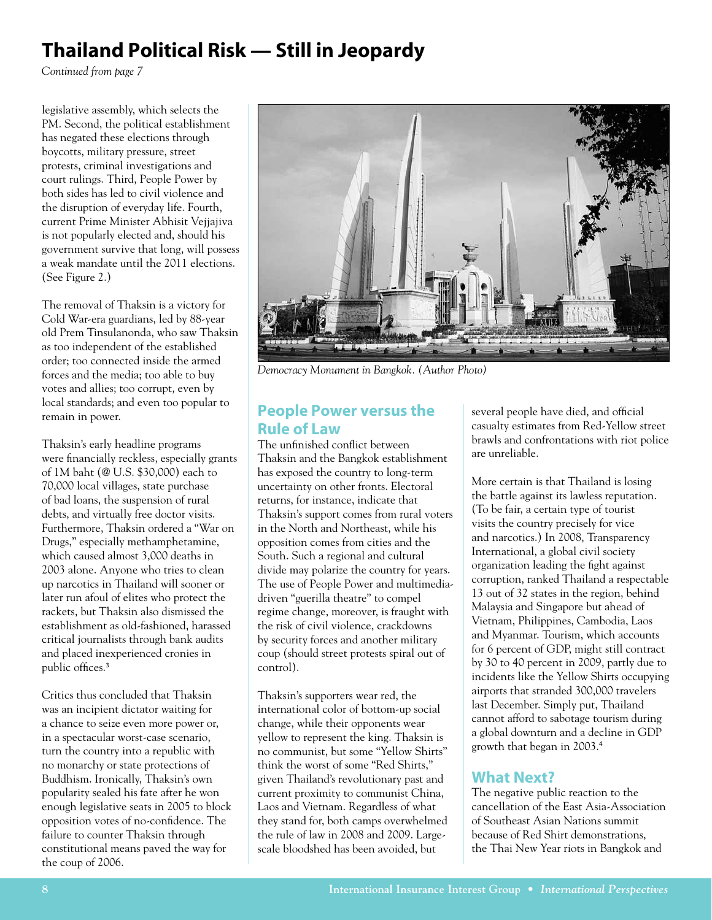# Thailand Political Risk — Still in Jeopardy

*Continued from page 7*

legislative assembly, which selects the PM. Second, the political establishment has negated these elections through boycotts, military pressure, street protests, criminal investigations and court rulings. Third, People Power by both sides has led to civil violence and the disruption of everyday life. Fourth, current Prime Minister Abhisit Vejjajiva is not popularly elected and, should his government survive that long, will possess a weak mandate until the 2011 elections. (See Figure 2.)

The removal of Thaksin is a victory for Cold War-era guardians, led by 88-year old Prem Tinsulanonda, who saw Thaksin as too independent of the established order; too connected inside the armed forces and the media; too able to buy votes and allies; too corrupt, even by local standards; and even too popular to remain in power.

Thaksin's early headline programs were financially reckless, especially grants of 1M baht (@ U.S. $30,000) each to 70,000 local villages, state purchase of bad loans, the suspension of rural debts, and virtually free doctor visits. Furthermore, Thaksin ordered a "War on Drugs," especially methamphetamine, which caused almost 3,000 deaths in 2003 alone. Anyone who tries to clean up narcotics in Thailand will sooner or later run afoul of elites who protect the rackets, but Thaksin also dismissed the establishment as old-fashioned, harassed critical journalists through bank audits and placed inexperienced cronies in public offices.[3]

Critics thus concluded that Thaksin was an incipient dictator waiting for a chance to seize even more power or, in a spectacular worst-case scenario, turn the country into a republic with no monarchy or state protections of Buddhism. Ironically, Thaksin's own popularity sealed his fate after he won enough legislative seats in 2005 to block opposition votes of no-confidence. The failure to counter Thaksin through constitutional means paved the way for the coup of 2006.

*Democracy Monument in Bangkok. (Author Photo)*

## People Power versus the Rule of Law

The unfinished conflict between Thaksin and the Bangkok establishment has exposed the country to long-term uncertainty on other fronts. Electoral returns, for instance, indicate that Thaksin's support comes from rural voters in the North and Northeast, while his opposition comes from cities and the South. Such a regional and cultural divide may polarize the country for years. The use of People Power and multimedia-driven "guerilla theatre" to compel regime change, moreover, is fraught with the risk of civil violence, crackdowns by security forces and another military coup (should street protests spiral out of control).

Thaksin's supporters wear red, the international color of bottom-up social change, while their opponents wear yellow to represent the king. Thaksin is no communist, but some "Yellow Shirts" think the worst of some "Red Shirts," given Thailand's revolutionary past and current proximity to communist China, Laos and Vietnam. Regardless of what they stand for, both camps overwhelmed the rule of law in 2008 and 2009. Large-scale bloodshed has been avoided, but several people have died, and official casualty estimates from Red-Yellow street brawls and confrontations with riot police are unreliable.

More certain is that Thailand is losing the battle against its lawless reputation. (To be fair, a certain type of tourist visits the country precisely for vice and narcotics.) In 2008, Transparency International, a global civil society organization leading the fight against corruption, ranked Thailand a respectable 13 out of 32 states in the region, behind Malaysia and Singapore but ahead of Vietnam, Philippines, Cambodia, Laos and Myanmar. Tourism, which accounts for 6 percent of GDP, might still contract by 30 to 40 percent in 2009, partly due to incidents like the Yellow Shirts occupying airports that stranded 300,000 travelers last December. Simply put, Thailand cannot afford to sabotage tourism during a global downturn and a decline in GDP growth that began in 2003.[4]

## What Next?

The negative public reaction to the cancellation of the East Asia-Association of Southeast Asian Nations summit because of Red Shirt demonstrations, the Thai New Year riots in Bangkok and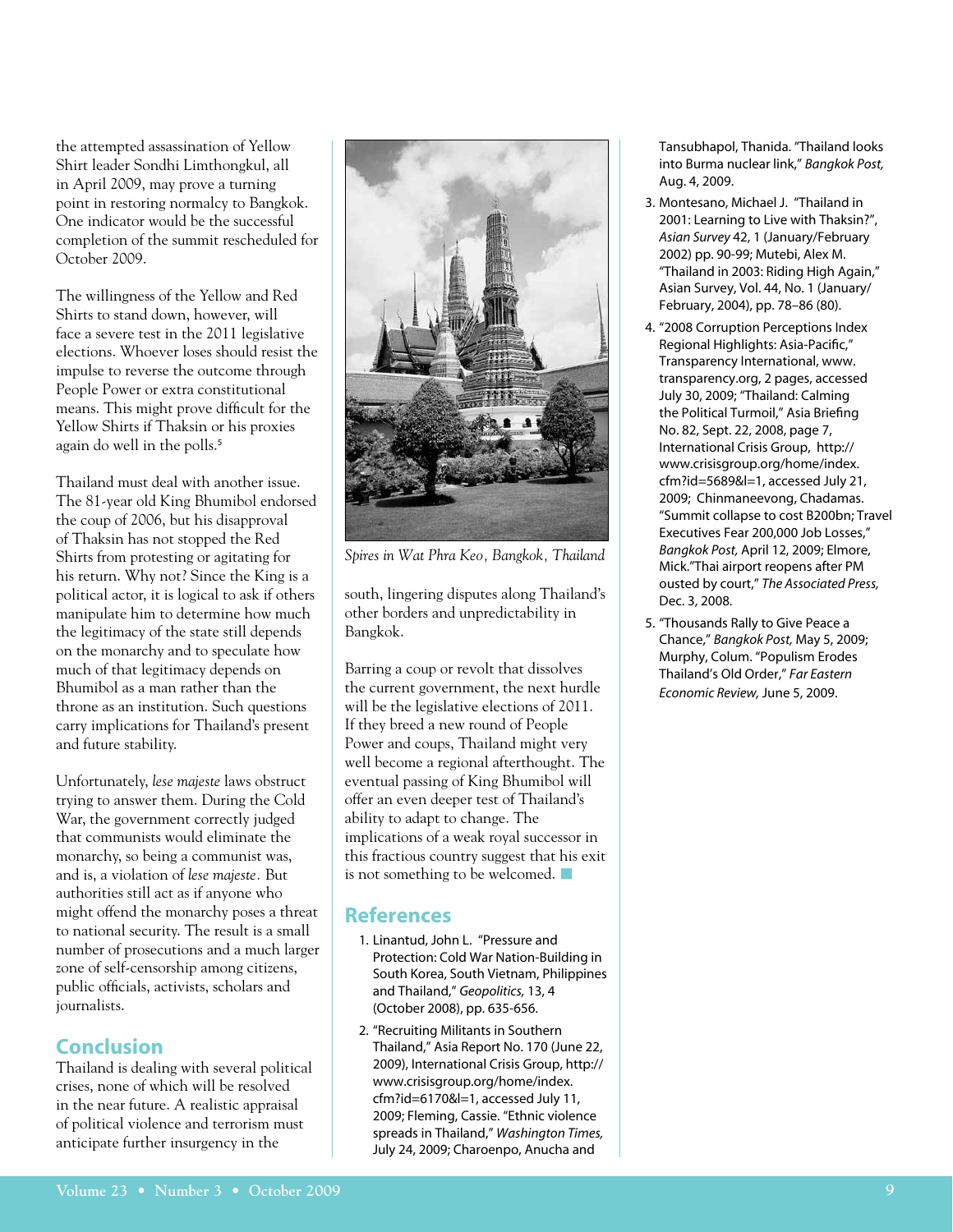the attempted assassination of Yellow Shirt leader Sondhi Limthongkul, all in April 2009, may prove a turning point in restoring normalcy to Bangkok. One indicator would be the successful completion of the summit rescheduled for October 2009.

The willingness of the Yellow and Red Shirts to stand down, however, will face a severe test in the 2011 legislative elections. Whoever loses should resist the impulse to reverse the outcome through People Power or extra constitutional means. This might prove difficult for the Yellow Shirts if Thaksin or his proxies again do well in the polls.[5]

Thailand must deal with another issue. The 81-year old King Bhumibol endorsed the coup of 2006, but his disapproval of Thaksin has not stopped the Red Shirts from protesting or agitating for his return. Why not? Since the King is a political actor, it is logical to ask if others manipulate him to determine how much the legitimacy of the state still depends on the monarchy and to speculate how much of that legitimacy depends on Bhumibol as a man rather than the throne as an institution. Such questions carry implications for Thailand's present and future stability.

Unfortunately, *lese majeste* laws obstruct trying to answer them. During the Cold War, the government correctly judged that communists would eliminate the monarchy, so being a communist was, and is, a violation of *lese majeste*. But authorities still act as if anyone who might offend the monarchy poses a threat to national security. The result is a small number of prosecutions and a much larger zone of self-censorship among citizens, public officials, activists, scholars and journalists.

## Conclusion

Thailand is dealing with several political crises, none of which will be resolved in the near future. A realistic appraisal of political violence and terrorism must anticipate further insurgency in the south, lingering disputes along Thailand's other borders and unpredictability in Bangkok.

*Spires in Wat Phra Keo, Bangkok, Thailand*

Barring a coup or revolt that dissolves the current government, the next hurdle will be the legislative elections of 2011. If they breed a new round of People Power and coups, Thailand might very well become a regional afterthought. The eventual passing of King Bhumibol will offer an even deeper test of Thailand's ability to adapt to change. The implications of a weak royal successor in this fractious country suggest that his exit is not something to be welcomed. ■

## References

1. Linantud, John L. "Pressure and Protection: Cold War Nation-Building in South Korea, South Vietnam, Philippines and Thailand," *Geopolitics,* 13, 4 (October 2008), pp. 635-656.
2. "Recruiting Militants in Southern Thailand," Asia Report No. 170 (June 22, 2009), International Crisis Group, http://www.crisisgroup.org/home/index.cfm?id=6170&l=1, accessed July 11, 2009; Fleming, Cassie. "Ethnic violence spreads in Thailand," *Washington Times,* July 24, 2009; Charoenpo, Anucha and Tansubhapol, Thanida. "Thailand looks into Burma nuclear link," *Bangkok Post,* Aug. 4, 2009.
3. Montesano, Michael J. "Thailand in 2001: Learning to Live with Thaksin?", *Asian Survey* 42, 1 (January/February 2002) pp. 90-99; Mutebi, Alex M. "Thailand in 2003: Riding High Again," Asian Survey, Vol. 44, No. 1 (January/February, 2004), pp. 78–86 (80).
4. "2008 Corruption Perceptions Index Regional Highlights: Asia-Pacific," Transparency International, www.transparency.org, 2 pages, accessed July 30, 2009; "Thailand: Calming the Political Turmoil," Asia Briefing No. 82, Sept. 22, 2008, page 7, International Crisis Group, http://www.crisisgroup.org/home/index.cfm?id=5689&l=1, accessed July 21, 2009; Chinmaneevong, Chadamas. "Summit collapse to cost B200bn; Travel Executives Fear 200,000 Job Losses," *Bangkok Post,* April 12, 2009; Elmore, Mick."Thai airport reopens after PM ousted by court," *The Associated Press,* Dec. 3, 2008.
5. "Thousands Rally to Give Peace a Chance," *Bangkok Post,* May 5, 2009; Murphy, Colum. "Populism Erodes Thailand's Old Order," *Far Eastern Economic Review,* June 5, 2009.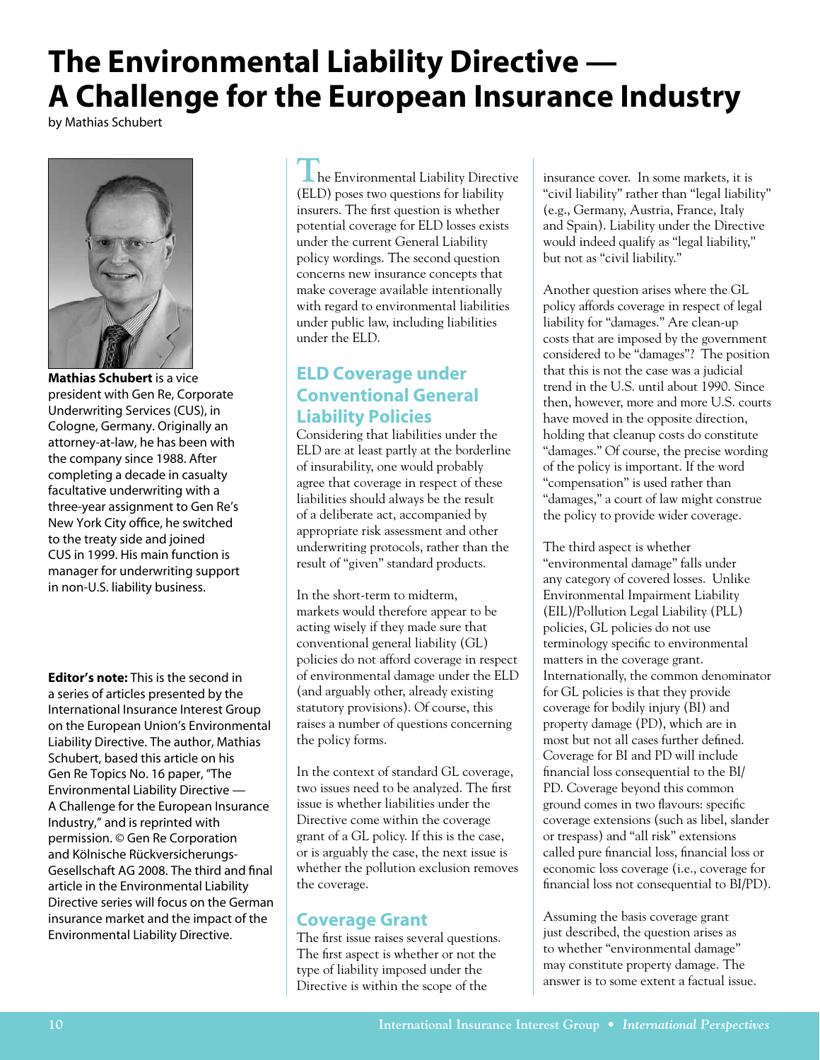# The Environmental Liability Directive — A Challenge for the European Insurance Industry

by Mathias Schubert

**Mathias Schubert** is a vice president with Gen Re, Corporate Underwriting Services (CUS), in Cologne, Germany. Originally an attorney-at-law, he has been with the company since 1988. After completing a decade in casualty facultative underwriting with a three-year assignment to Gen Re's New York City office, he switched to the treaty side and joined CUS in 1999. His main function is manager for underwriting support in non-U.S. liability business.

**Editor's note:** This is the second in a series of articles presented by the International Insurance Interest Group on the European Union's Environmental Liability Directive. The author, Mathias Schubert, based this article on his Gen Re Topics No. 16 paper, "The Environmental Liability Directive — A Challenge for the European Insurance Industry," and is reprinted with permission. © Gen Re Corporation and Kölnische Rückversicherungs-Gesellschaft AG 2008. The third and final article in the Environmental Liability Directive series will focus on the German insurance market and the impact of the Environmental Liability Directive.

The Environmental Liability Directive (ELD) poses two questions for liability insurers. The first question is whether potential coverage for ELD losses exists under the current General Liability policy wordings. The second question concerns new insurance concepts that make coverage available intentionally with regard to environmental liabilities under public law, including liabilities under the ELD.

## ELD Coverage under Conventional General Liability Policies

Considering that liabilities under the ELD are at least partly at the borderline of insurability, one would probably agree that coverage in respect of these liabilities should always be the result of a deliberate act, accompanied by appropriate risk assessment and other underwriting protocols, rather than the result of "given" standard products.

In the short-term to midterm, markets would therefore appear to be acting wisely if they made sure that conventional general liability (GL) policies do not afford coverage in respect of environmental damage under the ELD (and arguably other, already existing statutory provisions). Of course, this raises a number of questions concerning the policy forms.

In the context of standard GL coverage, two issues need to be analyzed. The first issue is whether liabilities under the Directive come within the coverage grant of a GL policy. If this is the case, or is arguably the case, the next issue is whether the pollution exclusion removes the coverage.

## Coverage Grant

The first issue raises several questions. The first aspect is whether or not the type of liability imposed under the Directive is within the scope of the insurance cover. In some markets, it is "civil liability" rather than "legal liability" (e.g., Germany, Austria, France, Italy and Spain). Liability under the Directive would indeed qualify as "legal liability," but not as "civil liability."

Another question arises where the GL policy affords coverage in respect of legal liability for "damages." Are clean-up costs that are imposed by the government considered to be "damages"? The position that this is not the case was a judicial trend in the U.S. until about 1990. Since then, however, more and more U.S. courts have moved in the opposite direction, holding that cleanup costs do constitute "damages." Of course, the precise wording of the policy is important. If the word "compensation" is used rather than "damages," a court of law might construe the policy to provide wider coverage.

The third aspect is whether "environmental damage" falls under any category of covered losses. Unlike Environmental Impairment Liability (EIL)/Pollution Legal Liability (PLL) policies, GL policies do not use terminology specific to environmental matters in the coverage grant. Internationally, the common denominator for GL policies is that they provide coverage for bodily injury (BI) and property damage (PD), which are in most but not all cases further defined. Coverage for BI and PD will include financial loss consequential to the BI/PD. Coverage beyond this common ground comes in two flavours: specific coverage extensions (such as libel, slander or trespass) and "all risk" extensions called pure financial loss, financial loss or economic loss coverage (i.e., coverage for financial loss not consequential to BI/PD).

Assuming the basis coverage grant just described, the question arises as to whether "environmental damage" may constitute property damage. The answer is to some extent a factual issue.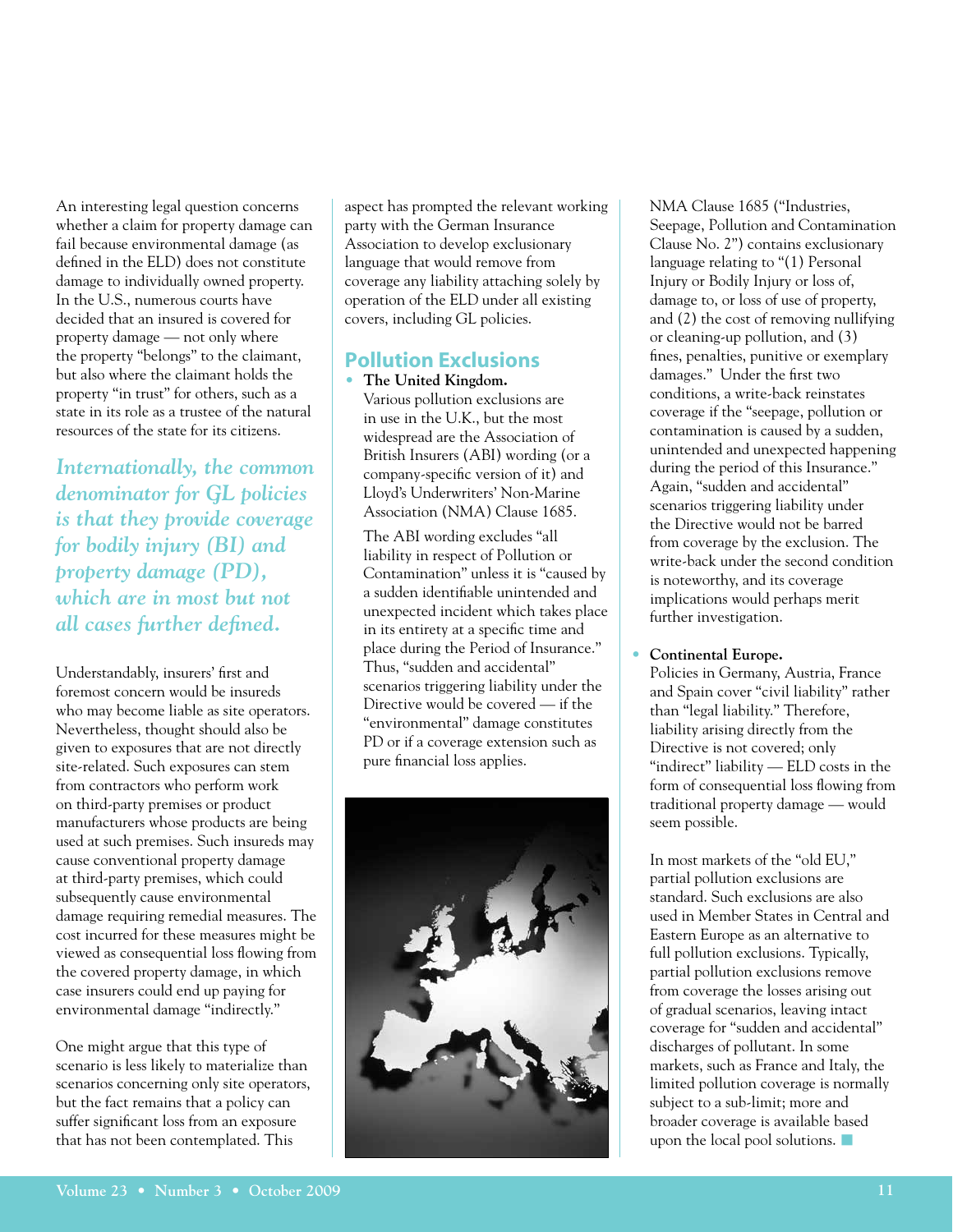An interesting legal question concerns whether a claim for property damage can fail because environmental damage (as defined in the ELD) does not constitute damage to individually owned property. In the U.S., numerous courts have decided that an insured is covered for property damage — not only where the property "belongs" to the claimant, but also where the claimant holds the property "in trust" for others, such as a state in its role as a trustee of the natural resources of the state for its citizens.

*Internationally, the common denominator for GL policies is that they provide coverage for bodily injury (BI) and property damage (PD), which are in most but not all cases further defined.*

Understandably, insurers' first and foremost concern would be insureds who may become liable as site operators. Nevertheless, thought should also be given to exposures that are not directly site-related. Such exposures can stem from contractors who perform work on third-party premises or product manufacturers whose products are being used at such premises. Such insureds may cause conventional property damage at third-party premises, which could subsequently cause environmental damage requiring remedial measures. The cost incurred for these measures might be viewed as consequential loss flowing from the covered property damage, in which case insurers could end up paying for environmental damage "indirectly."

One might argue that this type of scenario is less likely to materialize than scenarios concerning only site operators, but the fact remains that a policy can suffer significant loss from an exposure that has not been contemplated. This aspect has prompted the relevant working party with the German Insurance Association to develop exclusionary language that would remove from coverage any liability attaching solely by operation of the ELD under all existing covers, including GL policies.

## Pollution Exclusions

- **The United Kingdom.**
  Various pollution exclusions are in use in the U.K., but the most widespread are the Association of British Insurers (ABI) wording (or a company-specific version of it) and Lloyd's Underwriters' Non-Marine Association (NMA) Clause 1685.

  The ABI wording excludes "all liability in respect of Pollution or Contamination" unless it is "caused by a sudden identifiable unintended and unexpected incident which takes place in its entirety at a specific time and place during the Period of Insurance." Thus, "sudden and accidental" scenarios triggering liability under the Directive would be covered — if the "environmental" damage constitutes PD or if a coverage extension such as pure financial loss applies.

  NMA Clause 1685 ("Industries, Seepage, Pollution and Contamination Clause No. 2") contains exclusionary language relating to "(1) Personal Injury or Bodily Injury or loss of, damage to, or loss of use of property, and (2) the cost of removing nullifying or cleaning-up pollution, and (3) fines, penalties, punitive or exemplary damages." Under the first two conditions, a write-back reinstates coverage if the "seepage, pollution or contamination is caused by a sudden, unintended and unexpected happening during the period of this Insurance." Again, "sudden and accidental" scenarios triggering liability under the Directive would not be barred from coverage by the exclusion. The write-back under the second condition is noteworthy, and its coverage implications would perhaps merit further investigation.

- **Continental Europe.**
  Policies in Germany, Austria, France and Spain cover "civil liability" rather than "legal liability." Therefore, liability arising directly from the Directive is not covered; only "indirect" liability — ELD costs in the form of consequential loss flowing from traditional property damage — would seem possible.

  In most markets of the "old EU," partial pollution exclusions are standard. Such exclusions are also used in Member States in Central and Eastern Europe as an alternative to full pollution exclusions. Typically, partial pollution exclusions remove from coverage the losses arising out of gradual scenarios, leaving intact coverage for "sudden and accidental" discharges of pollutant. In some markets, such as France and Italy, the limited pollution coverage is normally subject to a sub-limit; more and broader coverage is available based upon the local pool solutions.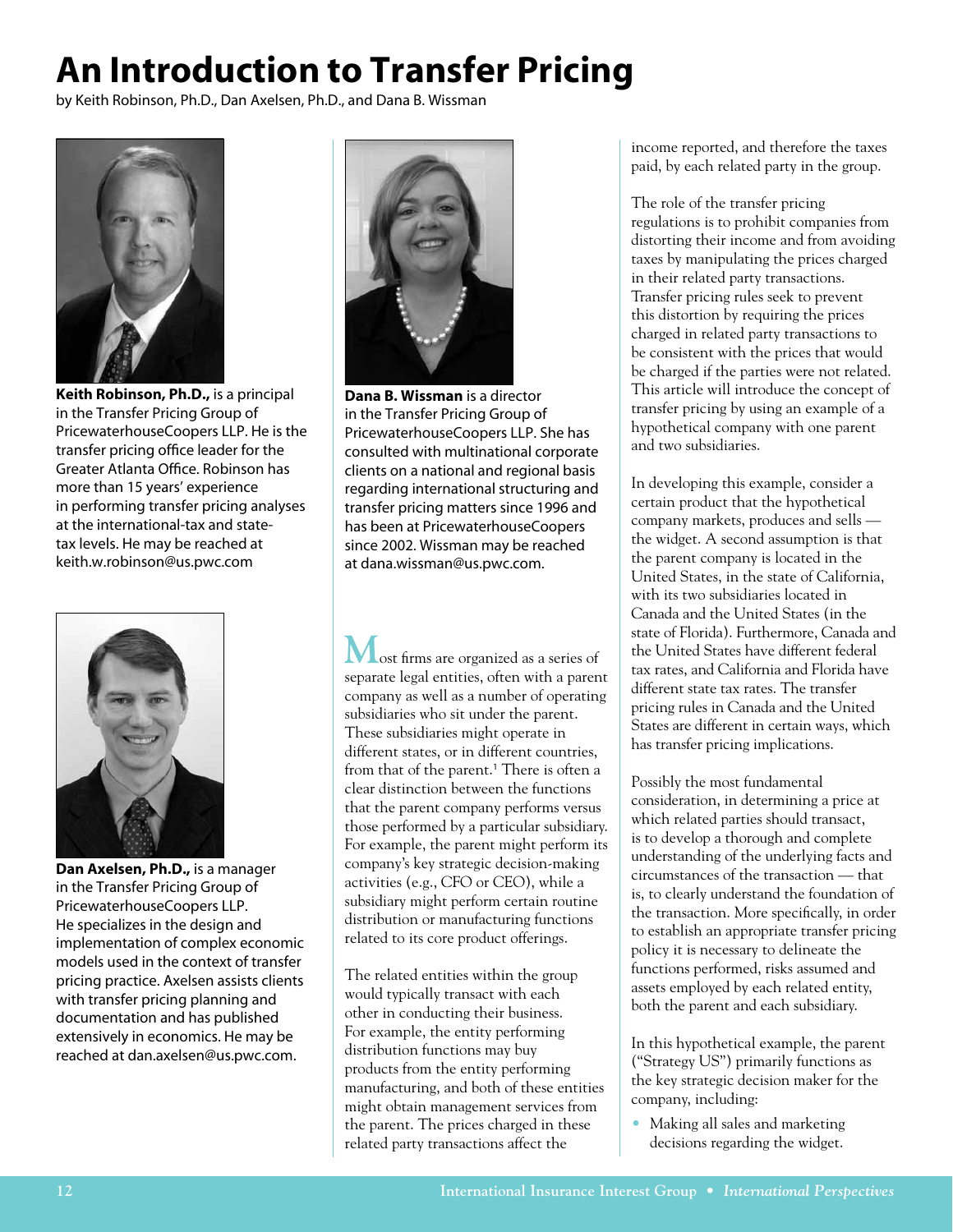# An Introduction to Transfer Pricing

by Keith Robinson, Ph.D., Dan Axelsen, Ph.D., and Dana B. Wissman

**Keith Robinson, Ph.D.,** is a principal in the Transfer Pricing Group of PricewaterhouseCoopers LLP. He is the transfer pricing office leader for the Greater Atlanta Office. Robinson has more than 15 years' experience in performing transfer pricing analyses at the international-tax and state-tax levels. He may be reached at keith.w.robinson@us.pwc.com

**Dan Axelsen, Ph.D.,** is a manager in the Transfer Pricing Group of PricewaterhouseCoopers LLP. He specializes in the design and implementation of complex economic models used in the context of transfer pricing practice. Axelsen assists clients with transfer pricing planning and documentation and has published extensively in economics. He may be reached at dan.axelsen@us.pwc.com.

**Dana B. Wissman** is a director in the Transfer Pricing Group of PricewaterhouseCoopers LLP. She has consulted with multinational corporate clients on a national and regional basis regarding international structuring and transfer pricing matters since 1996 and has been at PricewaterhouseCoopers since 2002. Wissman may be reached at dana.wissman@us.pwc.com.

Most firms are organized as a series of separate legal entities, often with a parent company as well as a number of operating subsidiaries who sit under the parent. These subsidiaries might operate in different states, or in different countries, from that of the parent.[1] There is often a clear distinction between the functions that the parent company performs versus those performed by a particular subsidiary. For example, the parent might perform its company's key strategic decision-making activities (e.g., CFO or CEO), while a subsidiary might perform certain routine distribution or manufacturing functions related to its core product offerings.

The related entities within the group would typically transact with each other in conducting their business. For example, the entity performing distribution functions may buy products from the entity performing manufacturing, and both of these entities might obtain management services from the parent. The prices charged in these related party transactions affect the income reported, and therefore the taxes paid, by each related party in the group.

The role of the transfer pricing regulations is to prohibit companies from distorting their income and from avoiding taxes by manipulating the prices charged in their related party transactions. Transfer pricing rules seek to prevent this distortion by requiring the prices charged in related party transactions to be consistent with the prices that would be charged if the parties were not related. This article will introduce the concept of transfer pricing by using an example of a hypothetical company with one parent and two subsidiaries.

In developing this example, consider a certain product that the hypothetical company markets, produces and sells — the widget. A second assumption is that the parent company is located in the United States, in the state of California, with its two subsidiaries located in Canada and the United States (in the state of Florida). Furthermore, Canada and the United States have different federal tax rates, and California and Florida have different state tax rates. The transfer pricing rules in Canada and the United States are different in certain ways, which has transfer pricing implications.

Possibly the most fundamental consideration, in determining a price at which related parties should transact, is to develop a thorough and complete understanding of the underlying facts and circumstances of the transaction — that is, to clearly understand the foundation of the transaction. More specifically, in order to establish an appropriate transfer pricing policy it is necessary to delineate the functions performed, risks assumed and assets employed by each related entity, both the parent and each subsidiary.

In this hypothetical example, the parent ("Strategy US") primarily functions as the key strategic decision maker for the company, including:

- Making all sales and marketing decisions regarding the widget.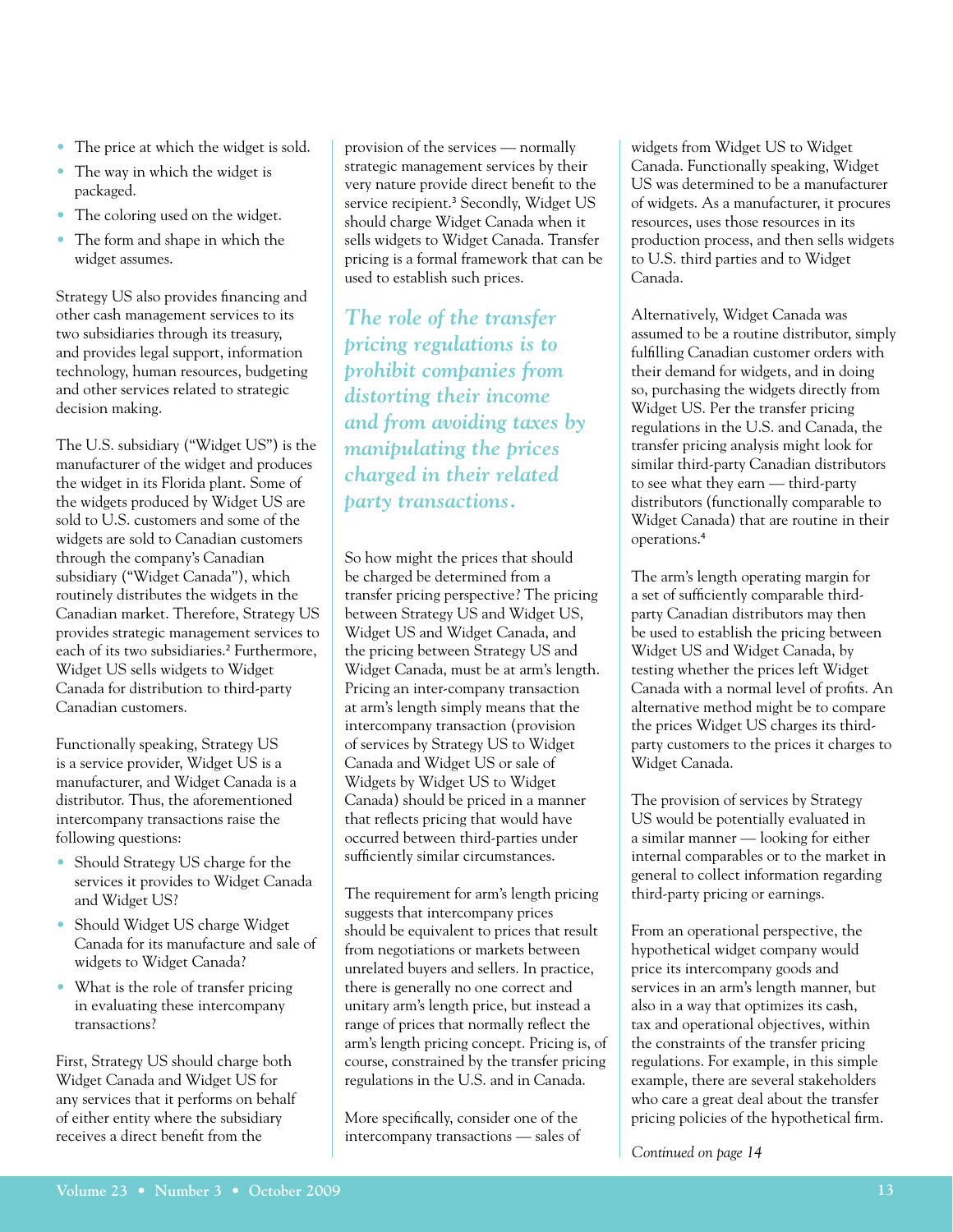- The price at which the widget is sold.
- The way in which the widget is packaged.
- The coloring used on the widget.
- The form and shape in which the widget assumes.

Strategy US also provides financing and other cash management services to its two subsidiaries through its treasury, and provides legal support, information technology, human resources, budgeting and other services related to strategic decision making.

The U.S. subsidiary ("Widget US") is the manufacturer of the widget and produces the widget in its Florida plant. Some of the widgets produced by Widget US are sold to U.S. customers and some of the widgets are sold to Canadian customers through the company's Canadian subsidiary ("Widget Canada"), which routinely distributes the widgets in the Canadian market. Therefore, Strategy US provides strategic management services to each of its two subsidiaries.[2] Furthermore, Widget US sells widgets to Widget Canada for distribution to third-party Canadian customers.

Functionally speaking, Strategy US is a service provider, Widget US is a manufacturer, and Widget Canada is a distributor. Thus, the aforementioned intercompany transactions raise the following questions:

- Should Strategy US charge for the services it provides to Widget Canada and Widget US?
- Should Widget US charge Widget Canada for its manufacture and sale of widgets to Widget Canada?
- What is the role of transfer pricing in evaluating these intercompany transactions?

First, Strategy US should charge both Widget Canada and Widget US for any services that it performs on behalf of either entity where the subsidiary receives a direct benefit from the provision of the services — normally strategic management services by their very nature provide direct benefit to the service recipient.[3] Secondly, Widget US should charge Widget Canada when it sells widgets to Widget Canada. Transfer pricing is a formal framework that can be used to establish such prices.

*The role of the transfer pricing regulations is to prohibit companies from distorting their income and from avoiding taxes by manipulating the prices charged in their related party transactions.*

So how might the prices that should be charged be determined from a transfer pricing perspective? The pricing between Strategy US and Widget US, Widget US and Widget Canada, and the pricing between Strategy US and Widget Canada, must be at arm's length. Pricing an inter-company transaction at arm's length simply means that the intercompany transaction (provision of services by Strategy US to Widget Canada and Widget US or sale of Widgets by Widget US to Widget Canada) should be priced in a manner that reflects pricing that would have occurred between third-parties under sufficiently similar circumstances.

The requirement for arm's length pricing suggests that intercompany prices should be equivalent to prices that result from negotiations or markets between unrelated buyers and sellers. In practice, there is generally no one correct and unitary arm's length price, but instead a range of prices that normally reflect the arm's length pricing concept. Pricing is, of course, constrained by the transfer pricing regulations in the U.S. and in Canada.

More specifically, consider one of the intercompany transactions — sales of widgets from Widget US to Widget Canada. Functionally speaking, Widget US was determined to be a manufacturer of widgets. As a manufacturer, it procures resources, uses those resources in its production process, and then sells widgets to U.S. third parties and to Widget Canada.

Alternatively, Widget Canada was assumed to be a routine distributor, simply fulfilling Canadian customer orders with their demand for widgets, and in doing so, purchasing the widgets directly from Widget US. Per the transfer pricing regulations in the U.S. and Canada, the transfer pricing analysis might look for similar third-party Canadian distributors to see what they earn — third-party distributors (functionally comparable to Widget Canada) that are routine in their operations.[4]

The arm's length operating margin for a set of sufficiently comparable third-party Canadian distributors may then be used to establish the pricing between Widget US and Widget Canada, by testing whether the prices left Widget Canada with a normal level of profits. An alternative method might be to compare the prices Widget US charges its third-party customers to the prices it charges to Widget Canada.

The provision of services by Strategy US would be potentially evaluated in a similar manner — looking for either internal comparables or to the market in general to collect information regarding third-party pricing or earnings.

From an operational perspective, the hypothetical widget company would price its intercompany goods and services in an arm's length manner, but also in a way that optimizes its cash, tax and operational objectives, within the constraints of the transfer pricing regulations. For example, in this simple example, there are several stakeholders who care a great deal about the transfer pricing policies of the hypothetical firm.

*Continued on page 14*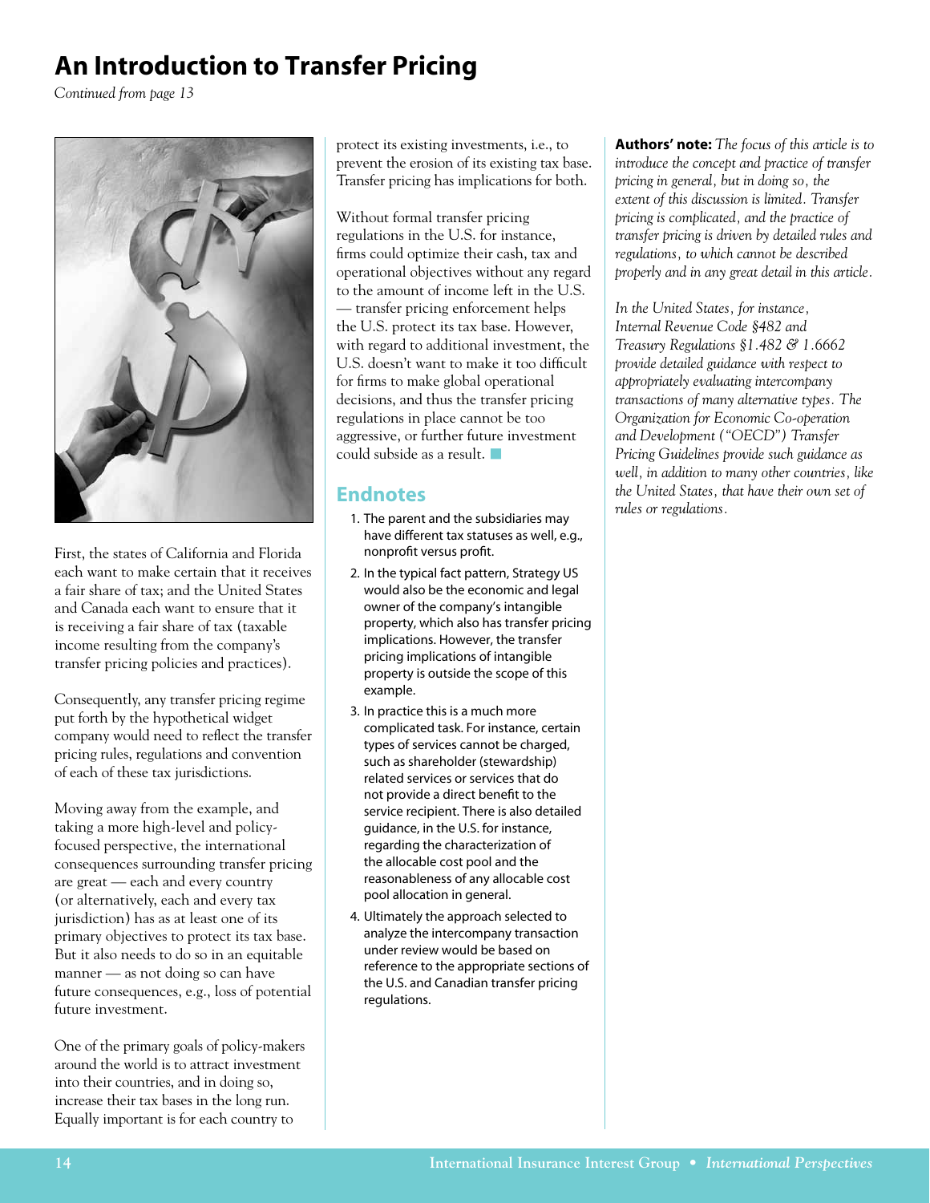# An Introduction to Transfer Pricing

*Continued from page 13*

First, the states of California and Florida each want to make certain that it receives a fair share of tax; and the United States and Canada each want to ensure that it is receiving a fair share of tax (taxable income resulting from the company's transfer pricing policies and practices).

Consequently, any transfer pricing regime put forth by the hypothetical widget company would need to reflect the transfer pricing rules, regulations and convention of each of these tax jurisdictions.

Moving away from the example, and taking a more high-level and policy-focused perspective, the international consequences surrounding transfer pricing are great — each and every country (or alternatively, each and every tax jurisdiction) has as at least one of its primary objectives to protect its tax base. But it also needs to do so in an equitable manner — as not doing so can have future consequences, e.g., loss of potential future investment.

One of the primary goals of policy-makers around the world is to attract investment into their countries, and in doing so, increase their tax bases in the long run. Equally important is for each country to protect its existing investments, i.e., to prevent the erosion of its existing tax base. Transfer pricing has implications for both.

Without formal transfer pricing regulations in the U.S. for instance, firms could optimize their cash, tax and operational objectives without any regard to the amount of income left in the U.S. — transfer pricing enforcement helps the U.S. protect its tax base. However, with regard to additional investment, the U.S. doesn't want to make it too difficult for firms to make global operational decisions, and thus the transfer pricing regulations in place cannot be too aggressive, or further future investment could subside as a result. ■

## Endnotes

1. The parent and the subsidiaries may have different tax statuses as well, e.g., nonprofit versus profit.
2. In the typical fact pattern, Strategy US would also be the economic and legal owner of the company's intangible property, which also has transfer pricing implications. However, the transfer pricing implications of intangible property is outside the scope of this example.
3. In practice this is a much more complicated task. For instance, certain types of services cannot be charged, such as shareholder (stewardship) related services or services that do not provide a direct benefit to the service recipient. There is also detailed guidance, in the U.S. for instance, regarding the characterization of the allocable cost pool and the reasonableness of any allocable cost pool allocation in general.
4. Ultimately the approach selected to analyze the intercompany transaction under review would be based on reference to the appropriate sections of the U.S. and Canadian transfer pricing regulations.

**Authors' note:** *The focus of this article is to introduce the concept and practice of transfer pricing in general, but in doing so, the extent of this discussion is limited. Transfer pricing is complicated, and the practice of transfer pricing is driven by detailed rules and regulations, to which cannot be described properly and in any great detail in this article.*

*In the United States, for instance, Internal Revenue Code §482 and Treasury Regulations §1.482 & 1.6662 provide detailed guidance with respect to appropriately evaluating intercompany transactions of many alternative types. The Organization for Economic Co-operation and Development ("OECD") Transfer Pricing Guidelines provide such guidance as well, in addition to many other countries, like the United States, that have their own set of rules or regulations.*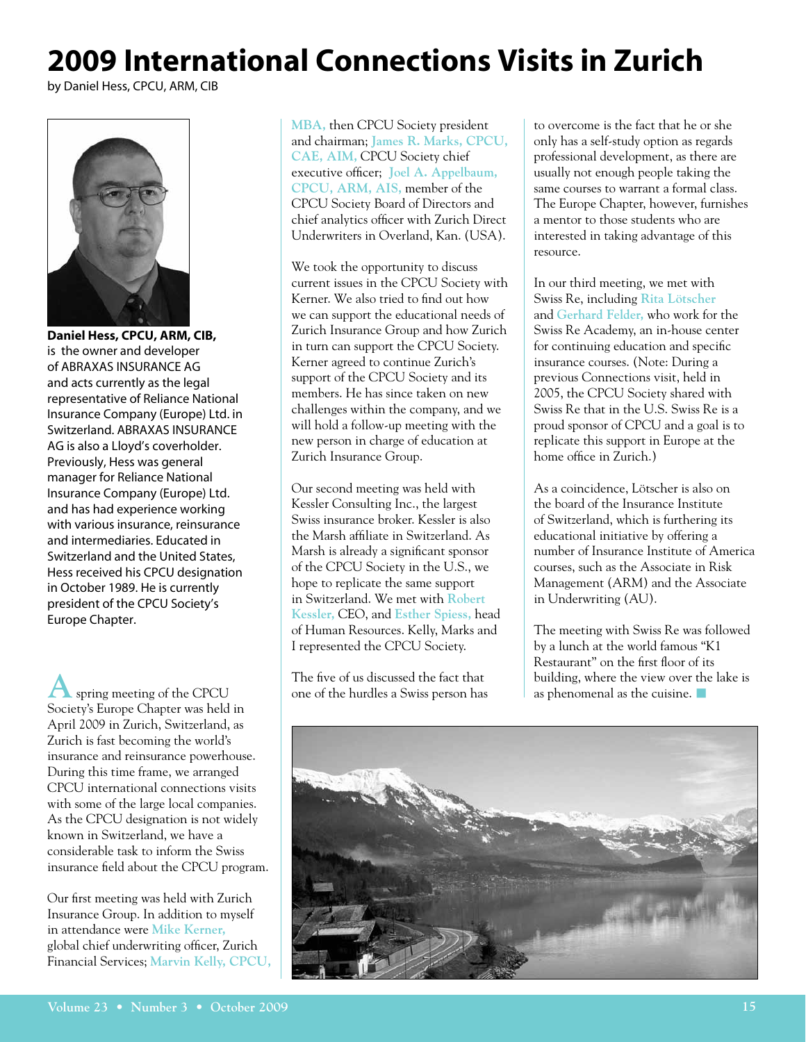# 2009 International Connections Visits in Zurich

by Daniel Hess, CPCU, ARM, CIB

**Daniel Hess, CPCU, ARM, CIB,** is the owner and developer of ABRAXAS INSURANCE AG and acts currently as the legal representative of Reliance National Insurance Company (Europe) Ltd. in Switzerland. ABRAXAS INSURANCE AG is also a Lloyd's coverholder. Previously, Hess was general manager for Reliance National Insurance Company (Europe) Ltd. and has had experience working with various insurance, reinsurance and intermediaries. Educated in Switzerland and the United States, Hess received his CPCU designation in October 1989. He is currently president of the CPCU Society's Europe Chapter.

A spring meeting of the CPCU Society's Europe Chapter was held in April 2009 in Zurich, Switzerland, as Zurich is fast becoming the world's insurance and reinsurance powerhouse. During this time frame, we arranged CPCU international connections visits with some of the large local companies. As the CPCU designation is not widely known in Switzerland, we have a considerable task to inform the Swiss insurance field about the CPCU program.

Our first meeting was held with Zurich Insurance Group. In addition to myself in attendance were **Mike Kerner,** global chief underwriting officer, Zurich Financial Services; **Marvin Kelly, CPCU, MBA,** then CPCU Society president and chairman; **James R. Marks, CPCU, CAE, AIM,** CPCU Society chief executive officer; **Joel A. Appelbaum, CPCU, ARM, AIS,** member of the CPCU Society Board of Directors and chief analytics officer with Zurich Direct Underwriters in Overland, Kan. (USA).

We took the opportunity to discuss current issues in the CPCU Society with Kerner. We also tried to find out how we can support the educational needs of Zurich Insurance Group and how Zurich in turn can support the CPCU Society. Kerner agreed to continue Zurich's support of the CPCU Society and its members. He has since taken on new challenges within the company, and we will hold a follow-up meeting with the new person in charge of education at Zurich Insurance Group.

Our second meeting was held with Kessler Consulting Inc., the largest Swiss insurance broker. Kessler is also the Marsh affiliate in Switzerland. As Marsh is already a significant sponsor of the CPCU Society in the U.S., we hope to replicate the same support in Switzerland. We met with **Robert Kessler,** CEO, and **Esther Spiess,** head of Human Resources. Kelly, Marks and I represented the CPCU Society.

The five of us discussed the fact that one of the hurdles a Swiss person has to overcome is the fact that he or she only has a self-study option as regards professional development, as there are usually not enough people taking the same courses to warrant a formal class. The Europe Chapter, however, furnishes a mentor to those students who are interested in taking advantage of this resource.

In our third meeting, we met with Swiss Re, including **Rita Lötscher** and **Gerhard Felder,** who work for the Swiss Re Academy, an in-house center for continuing education and specific insurance courses. (Note: During a previous Connections visit, held in 2005, the CPCU Society shared with Swiss Re that in the U.S. Swiss Re is a proud sponsor of CPCU and a goal is to replicate this support in Europe at the home office in Zurich.)

As a coincidence, Lötscher is also on the board of the Insurance Institute of Switzerland, which is furthering its educational initiative by offering a number of Insurance Institute of America courses, such as the Associate in Risk Management (ARM) and the Associate in Underwriting (AU).

The meeting with Swiss Re was followed by a lunch at the world famous "K1 Restaurant" on the first floor of its building, where the view over the lake is as phenomenal as the cuisine. ■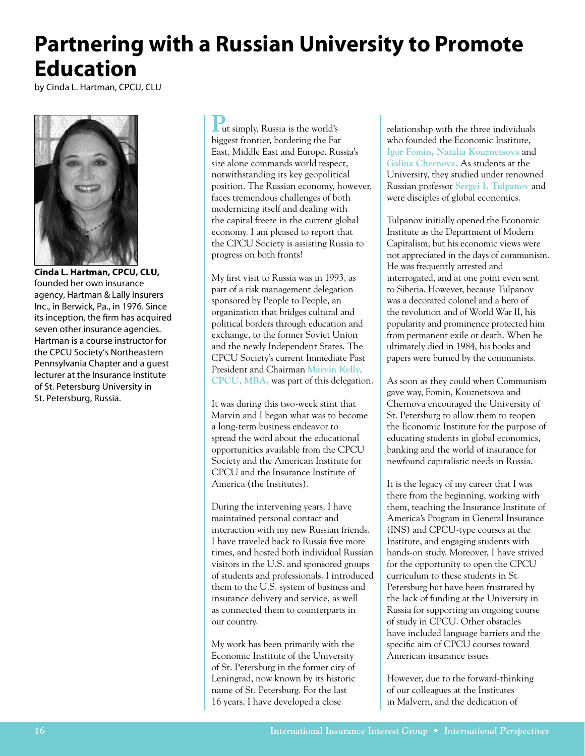# Partnering with a Russian University to Promote Education

by Cinda L. Hartman, CPCU, CLU

**Cinda L. Hartman, CPCU, CLU,** founded her own insurance agency, Hartman & Lally Insurers Inc., in Berwick, Pa., in 1976. Since its inception, the firm has acquired seven other insurance agencies. Hartman is a course instructor for the CPCU Society's Northeastern Pennsylvania Chapter and a guest lecturer at the Insurance Institute of St. Petersburg University in St. Petersburg, Russia.

Put simply, Russia is the world's biggest frontier, bordering the Far East, Middle East and Europe. Russia's size alone commands world respect, notwithstanding its key geopolitical position. The Russian economy, however, faces tremendous challenges of both modernizing itself and dealing with the capital freeze in the current global economy. I am pleased to report that the CPCU Society is assisting Russia to progress on both fronts!

My first visit to Russia was in 1993, as part of a risk management delegation sponsored by People to People, an organization that bridges cultural and political borders through education and exchange, to the former Soviet Union and the newly Independent States. The CPCU Society's current Immediate Past President and Chairman Marvin Kelly, CPCU, MBA, was part of this delegation.

It was during this two-week stint that Marvin and I began what was to become a long-term business endeavor to spread the word about the educational opportunities available from the CPCU Society and the American Institute for CPCU and the Insurance Institute of America (the Institutes).

During the intervening years, I have maintained personal contact and interaction with my new Russian friends. I have traveled back to Russia five more times, and hosted both individual Russian visitors in the U.S. and sponsored groups of students and professionals. I introduced them to the U.S. system of business and insurance delivery and service, as well as connected them to counterparts in our country.

My work has been primarily with the Economic Institute of the University of St. Petersburg in the former city of Leningrad, now known by its historic name of St. Petersburg. For the last 16 years, I have developed a close relationship with the three individuals who founded the Economic Institute, Igor Fomin, Natalia Kouznetsova and Galina Chernova. As students at the University, they studied under renowned Russian professor Sergei I. Tulpanov and were disciples of global economics.

Tulpanov initially opened the Economic Institute as the Department of Modern Capitalism, but his economic views were not appreciated in the days of communism. He was frequently arrested and interrogated, and at one point even sent to Siberia. However, because Tulpanov was a decorated colonel and a hero of the revolution and of World War II, his popularity and prominence protected him from permanent exile or death. When he ultimately died in 1984, his books and papers were burned by the communists.

As soon as they could when Communism gave way, Fomin, Kouznetsova and Chernova encouraged the University of St. Petersburg to allow them to reopen the Economic Institute for the purpose of educating students in global economics, banking and the world of insurance for newfound capitalistic needs in Russia.

It is the legacy of my career that I was there from the beginning, working with them, teaching the Insurance Institute of America's Program in General Insurance (INS) and CPCU-type courses at the Institute, and engaging students with hands-on study. Moreover, I have strived for the opportunity to open the CPCU curriculum to these students in St. Petersburg but have been frustrated by the lack of funding at the University in Russia for supporting an ongoing course of study in CPCU. Other obstacles have included language barriers and the specific aim of CPCU courses toward American insurance issues.

However, due to the forward-thinking of our colleagues at the Institutes in Malvern, and the dedication of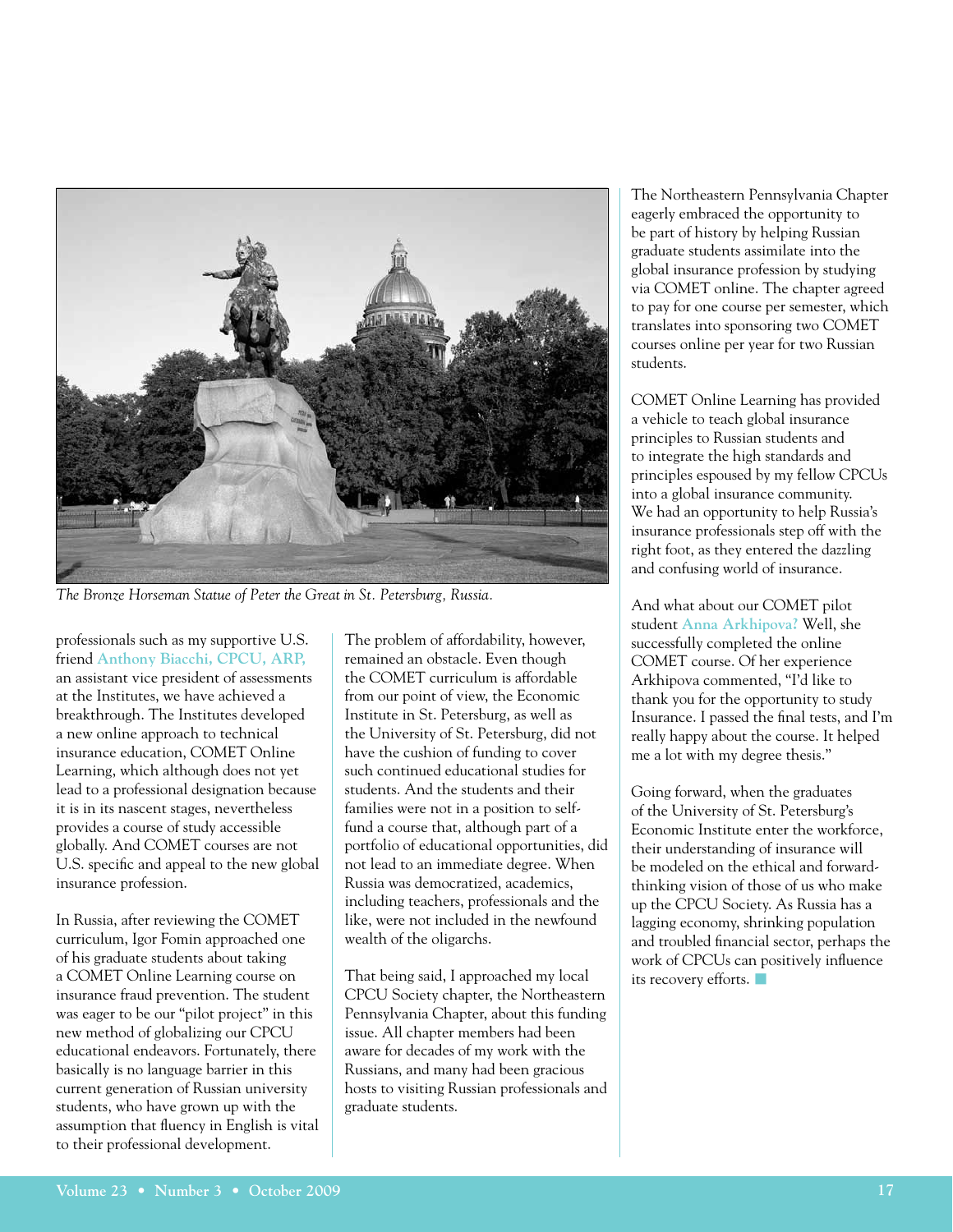*The Bronze Horseman Statue of Peter the Great in St. Petersburg, Russia.*

professionals such as my supportive U.S. friend **Anthony Biacchi, CPCU, ARP,** an assistant vice president of assessments at the Institutes, we have achieved a breakthrough. The Institutes developed a new online approach to technical insurance education, COMET Online Learning, which although does not yet lead to a professional designation because it is in its nascent stages, nevertheless provides a course of study accessible globally. And COMET courses are not U.S. specific and appeal to the new global insurance profession.

In Russia, after reviewing the COMET curriculum, Igor Fomin approached one of his graduate students about taking a COMET Online Learning course on insurance fraud prevention. The student was eager to be our "pilot project" in this new method of globalizing our CPCU educational endeavors. Fortunately, there basically is no language barrier in this current generation of Russian university students, who have grown up with the assumption that fluency in English is vital to their professional development.

The problem of affordability, however, remained an obstacle. Even though the COMET curriculum is affordable from our point of view, the Economic Institute in St. Petersburg, as well as the University of St. Petersburg, did not have the cushion of funding to cover such continued educational studies for students. And the students and their families were not in a position to self-fund a course that, although part of a portfolio of educational opportunities, did not lead to an immediate degree. When Russia was democratized, academics, including teachers, professionals and the like, were not included in the newfound wealth of the oligarchs.

That being said, I approached my local CPCU Society chapter, the Northeastern Pennsylvania Chapter, about this funding issue. All chapter members had been aware for decades of my work with the Russians, and many had been gracious hosts to visiting Russian professionals and graduate students.

The Northeastern Pennsylvania Chapter eagerly embraced the opportunity to be part of history by helping Russian graduate students assimilate into the global insurance profession by studying via COMET online. The chapter agreed to pay for one course per semester, which translates into sponsoring two COMET courses online per year for two Russian students.

COMET Online Learning has provided a vehicle to teach global insurance principles to Russian students and to integrate the high standards and principles espoused by my fellow CPCUs into a global insurance community. We had an opportunity to help Russia's insurance professionals step off with the right foot, as they entered the dazzling and confusing world of insurance.

And what about our COMET pilot student **Anna Arkhipova?** Well, she successfully completed the online COMET course. Of her experience Arkhipova commented, "I'd like to thank you for the opportunity to study Insurance. I passed the final tests, and I'm really happy about the course. It helped me a lot with my degree thesis."

Going forward, when the graduates of the University of St. Petersburg's Economic Institute enter the workforce, their understanding of insurance will be modeled on the ethical and forward-thinking vision of those of us who make up the CPCU Society. As Russia has a lagging economy, shrinking population and troubled financial sector, perhaps the work of CPCUs can positively influence its recovery efforts. ■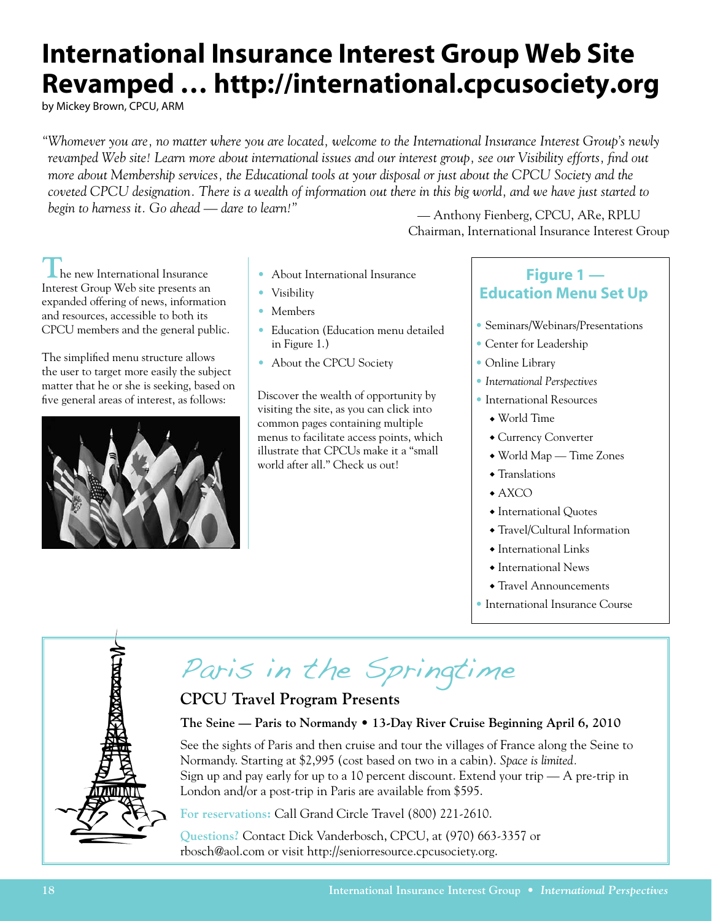# International Insurance Interest Group Web Site Revamped … http://international.cpcusociety.org

by Mickey Brown, CPCU, ARM

*"Whomever you are, no matter where you are located, welcome to the International Insurance Interest Group's newly revamped Web site! Learn more about international issues and our interest group, see our Visibility efforts, find out more about Membership services, the Educational tools at your disposal or just about the CPCU Society and the coveted CPCU designation. There is a wealth of information out there in this big world, and we have just started to begin to harness it. Go ahead — dare to learn!"*

— Anthony Fienberg, CPCU, ARe, RPLU
Chairman, International Insurance Interest Group

The new International Insurance Interest Group Web site presents an expanded offering of news, information and resources, accessible to both its CPCU members and the general public.

The simplified menu structure allows the user to target more easily the subject matter that he or she is seeking, based on five general areas of interest, as follows:

- About International Insurance
- Visibility
- Members
- Education (Education menu detailed in Figure 1.)
- About the CPCU Society

Discover the wealth of opportunity by visiting the site, as you can click into common pages containing multiple menus to facilitate access points, which illustrate that CPCUs make it a "small world after all." Check us out!

### Figure 1 — Education Menu Set Up

- Seminars/Webinars/Presentations
- Center for Leadership
- Online Library
- *International Perspectives*
- International Resources
  - World Time
  - Currency Converter
  - World Map — Time Zones
  - Translations
  - AXCO
  - International Quotes
  - Travel/Cultural Information
  - International Links
  - International News
  - Travel Announcements
- International Insurance Course

## Paris in the Springtime

### CPCU Travel Program Presents

**The Seine — Paris to Normandy • 13-Day River Cruise Beginning April 6, 2010**

See the sights of Paris and then cruise and tour the villages of France along the Seine to Normandy. Starting at $2,995 (cost based on two in a cabin). *Space is limited.* Sign up and pay early for up to a 10 percent discount. Extend your trip — A pre-trip in London and/or a post-trip in Paris are available from $595.

**For reservations:** Call Grand Circle Travel (800) 221-2610.

**Questions?** Contact Dick Vanderbosch, CPCU, at (970) 663-3357 or rbosch@aol.com or visit http://seniorresource.cpcusociety.org.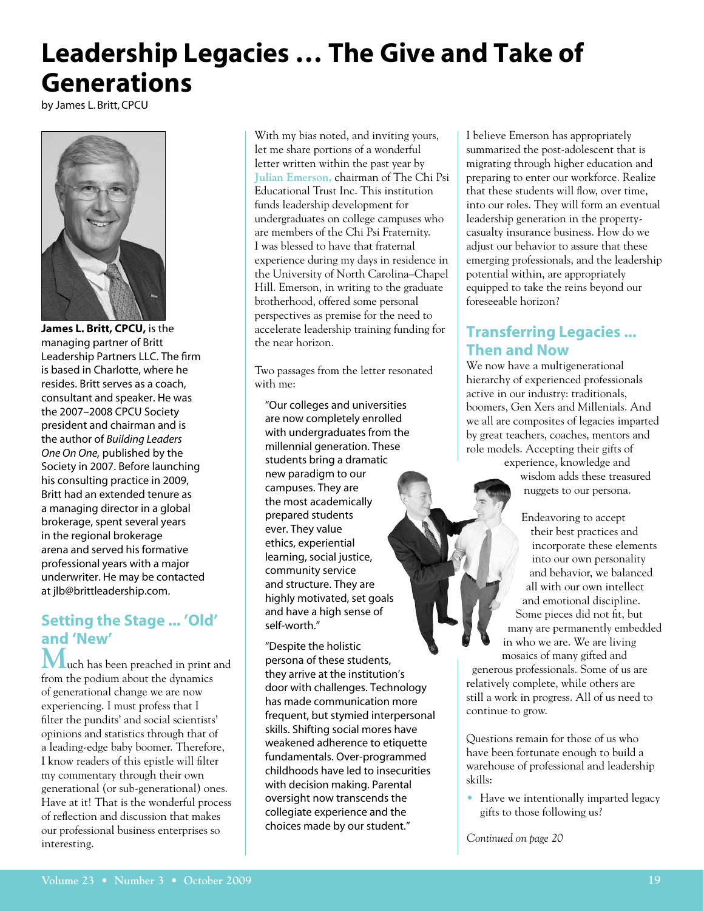# Leadership Legacies … The Give and Take of Generations

by James L. Britt, CPCU

**James L. Britt, CPCU,** is the managing partner of Britt Leadership Partners LLC. The firm is based in Charlotte, where he resides. Britt serves as a coach, consultant and speaker. He was the 2007–2008 CPCU Society president and chairman and is the author of *Building Leaders One On One,* published by the Society in 2007. Before launching his consulting practice in 2009, Britt had an extended tenure as a managing director in a global brokerage, spent several years in the regional brokerage arena and served his formative professional years with a major underwriter. He may be contacted at jlb@brittleadership.com.

## Setting the Stage … 'Old' and 'New'

Much has been preached in print and from the podium about the dynamics of generational change we are now experiencing. I must profess that I filter the pundits' and social scientists' opinions and statistics through that of a leading-edge baby boomer. Therefore, I know readers of this epistle will filter my commentary through their own generational (or sub-generational) ones. Have at it! That is the wonderful process of reflection and discussion that makes our professional business enterprises so interesting.

With my bias noted, and inviting yours, let me share portions of a wonderful letter written within the past year by Julian Emerson, chairman of The Chi Psi Educational Trust Inc. This institution funds leadership development for undergraduates on college campuses who are members of the Chi Psi Fraternity. I was blessed to have that fraternal experience during my days in residence in the University of North Carolina–Chapel Hill. Emerson, in writing to the graduate brotherhood, offered some personal perspectives as premise for the need to accelerate leadership training funding for the near horizon.

Two passages from the letter resonated with me:

> "Our colleges and universities are now completely enrolled with undergraduates from the millennial generation. These students bring a dramatic new paradigm to our campuses. They are the most academically prepared students ever. They value ethics, experiential learning, social justice, community service and structure. They are highly motivated, set goals and have a high sense of self-worth."

> "Despite the holistic persona of these students, they arrive at the institution's door with challenges. Technology has made communication more frequent, but stymied interpersonal skills. Shifting social mores have weakened adherence to etiquette fundamentals. Over-programmed childhoods have led to insecurities with decision making. Parental oversight now transcends the collegiate experience and the choices made by our student."

I believe Emerson has appropriately summarized the post-adolescent that is migrating through higher education and preparing to enter our workforce. Realize that these students will flow, over time, into our roles. They will form an eventual leadership generation in the property-casualty insurance business. How do we adjust our behavior to assure that these emerging professionals, and the leadership potential within, are appropriately equipped to take the reins beyond our foreseeable horizon?

## Transferring Legacies … Then and Now

We now have a multigenerational hierarchy of experienced professionals active in our industry: traditionals, boomers, Gen Xers and Millenials. And we all are composites of legacies imparted by great teachers, coaches, mentors and role models. Accepting their gifts of experience, knowledge and wisdom adds these treasured nuggets to our persona.

Endeavoring to accept their best practices and incorporate these elements into our own personality and behavior, we balanced all with our own intellect and emotional discipline. Some pieces did not fit, but many are permanently embedded in who we are. We are living mosaics of many gifted and generous professionals. Some of us are relatively complete, while others are still a work in progress. All of us need to continue to grow.

Questions remain for those of us who have been fortunate enough to build a warehouse of professional and leadership skills:

- Have we intentionally imparted legacy gifts to those following us?

*Continued on page 20*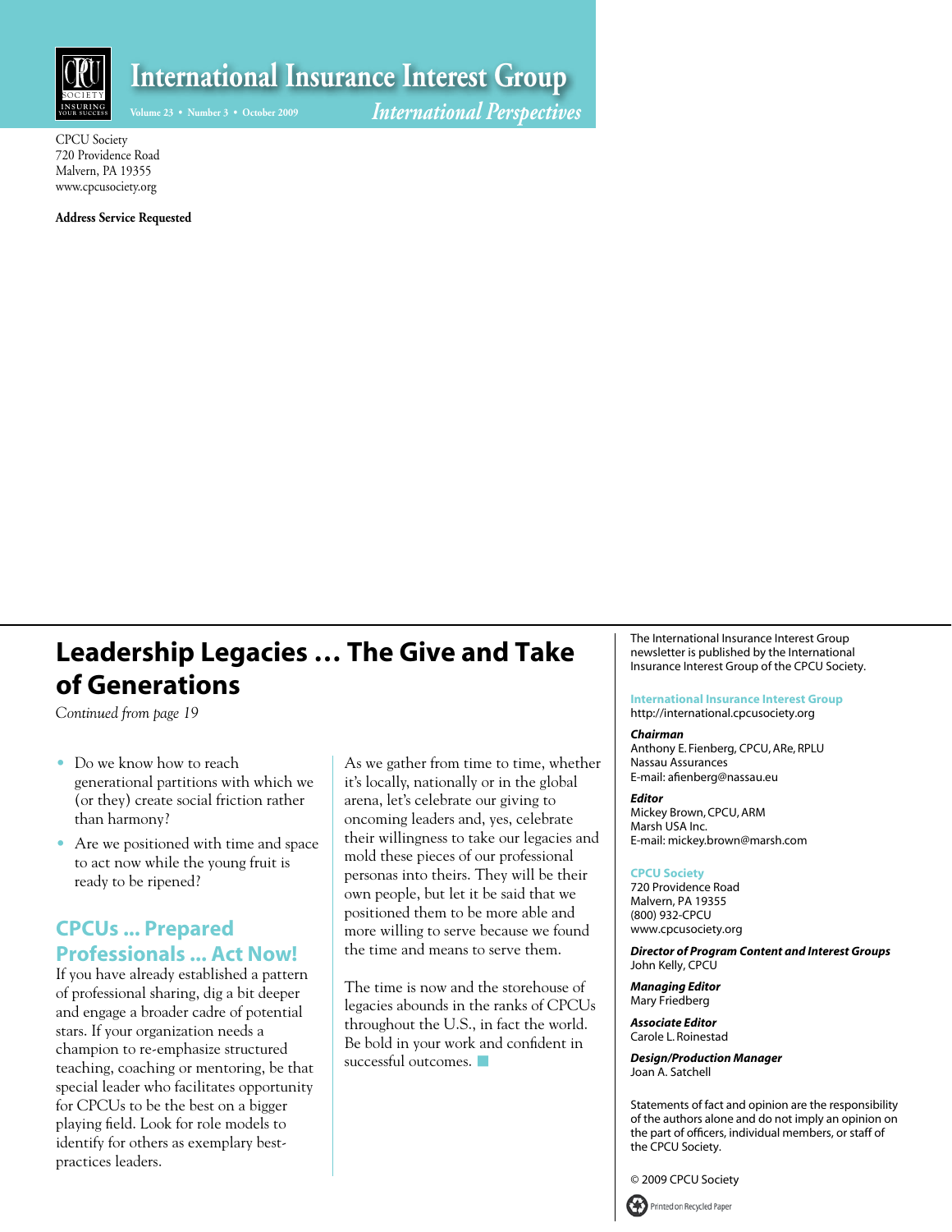# International Insurance Interest Group

Volume 23 • Number 3 • October 2009

*International Perspectives*

CPCU Society
720 Providence Road
Malvern, PA 19355
www.cpcusociety.org

**Address Service Requested**

## Leadership Legacies … The Give and Take of Generations

*Continued from page 19*

- Do we know how to reach generational partitions with which we (or they) create social friction rather than harmony?
- Are we positioned with time and space to act now while the young fruit is ready to be ripened?

### CPCUs … Prepared Professionals … Act Now!

If you have already established a pattern of professional sharing, dig a bit deeper and engage a broader cadre of potential stars. If your organization needs a champion to re-emphasize structured teaching, coaching or mentoring, be that special leader who facilitates opportunity for CPCUs to be the best on a bigger playing field. Look for role models to identify for others as exemplary best-practices leaders.

As we gather from time to time, whether it's locally, nationally or in the global arena, let's celebrate our giving to oncoming leaders and, yes, celebrate their willingness to take our legacies and mold these pieces of our professional personas into theirs. They will be their own people, but let it be said that we positioned them to be more able and more willing to serve because we found the time and means to serve them.

The time is now and the storehouse of legacies abounds in the ranks of CPCUs throughout the U.S., in fact the world. Be bold in your work and confident in successful outcomes. ■

The International Insurance Interest Group newsletter is published by the International Insurance Interest Group of the CPCU Society.

**International Insurance Interest Group**
http://international.cpcusociety.org

***Chairman***
Anthony E. Fienberg, CPCU, ARe, RPLU
Nassau Assurances
E-mail: afienberg@nassau.eu

***Editor***
Mickey Brown, CPCU, ARM
Marsh USA Inc.
E-mail: mickey.brown@marsh.com

**CPCU Society**
720 Providence Road
Malvern, PA 19355
(800) 932-CPCU
www.cpcusociety.org

***Director of Program Content and Interest Groups***
John Kelly, CPCU

***Managing Editor***
Mary Friedberg

***Associate Editor***
Carole L. Roinestad

***Design/Production Manager***
Joan A. Satchell

Statements of fact and opinion are the responsibility of the authors alone and do not imply an opinion on the part of officers, individual members, or staff of the CPCU Society.

© 2009 CPCU Society

Printed on Recycled Paper